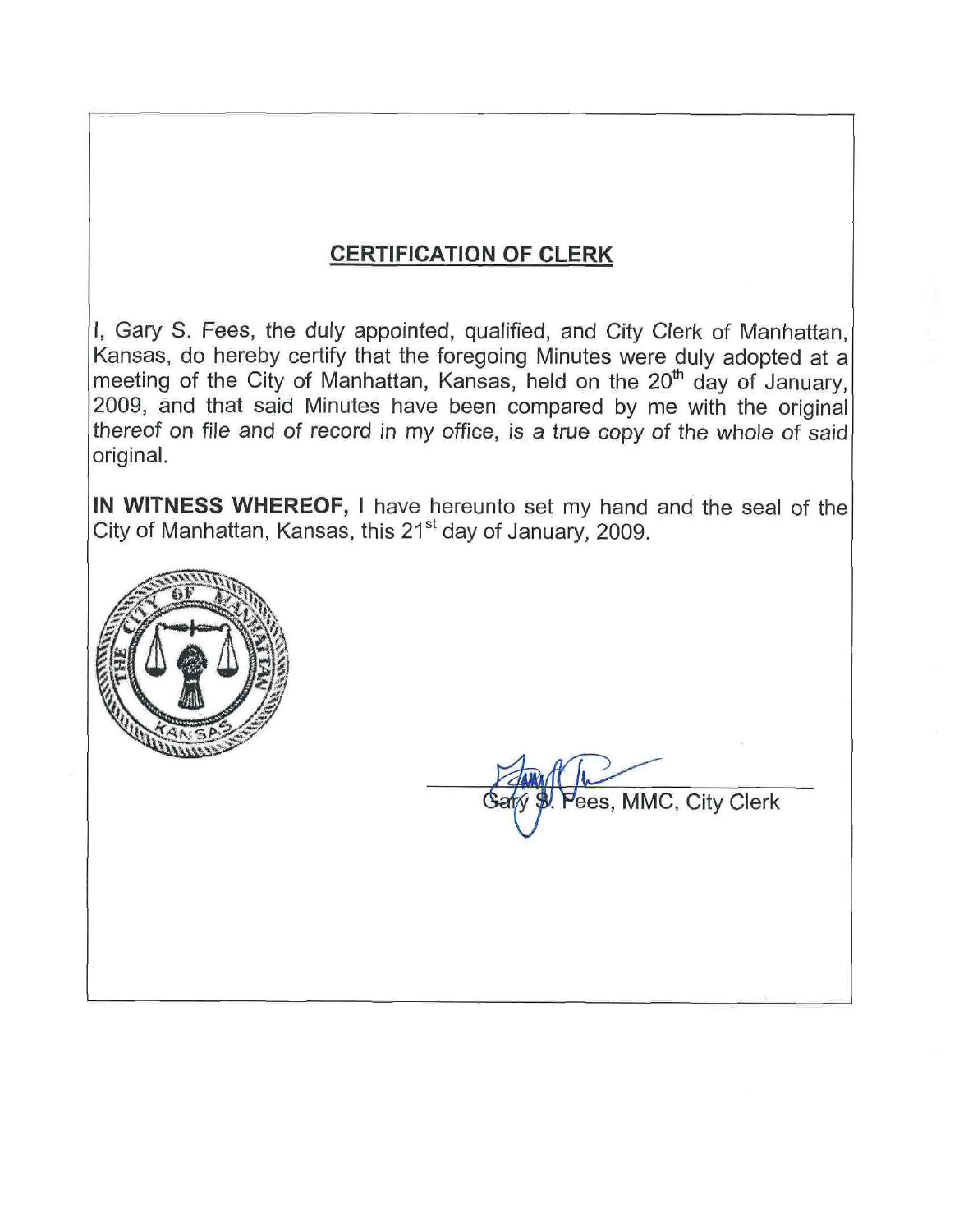## CERTIFICATION OF CLERK

I, Gary S. Fees, the duly appointed, qualified, and City Clerk of Manhattan, Kansas, do hereby certify that the foregoing Minutes were duly adopted at a meeting of the City of Manhattan, Kansas, held on the 20th day of January, 2009, and that said Minutes have been compared by me with the original thereof on file and of record in my office, is a true copy of the whole of said original.

**IN WITNESS WHEREOF,** I have hereunto set my hand and the seal of the City of Manhattan, Kansas, this 21st day of January, 2009.

Gary S. Fees, MMC, City Clerk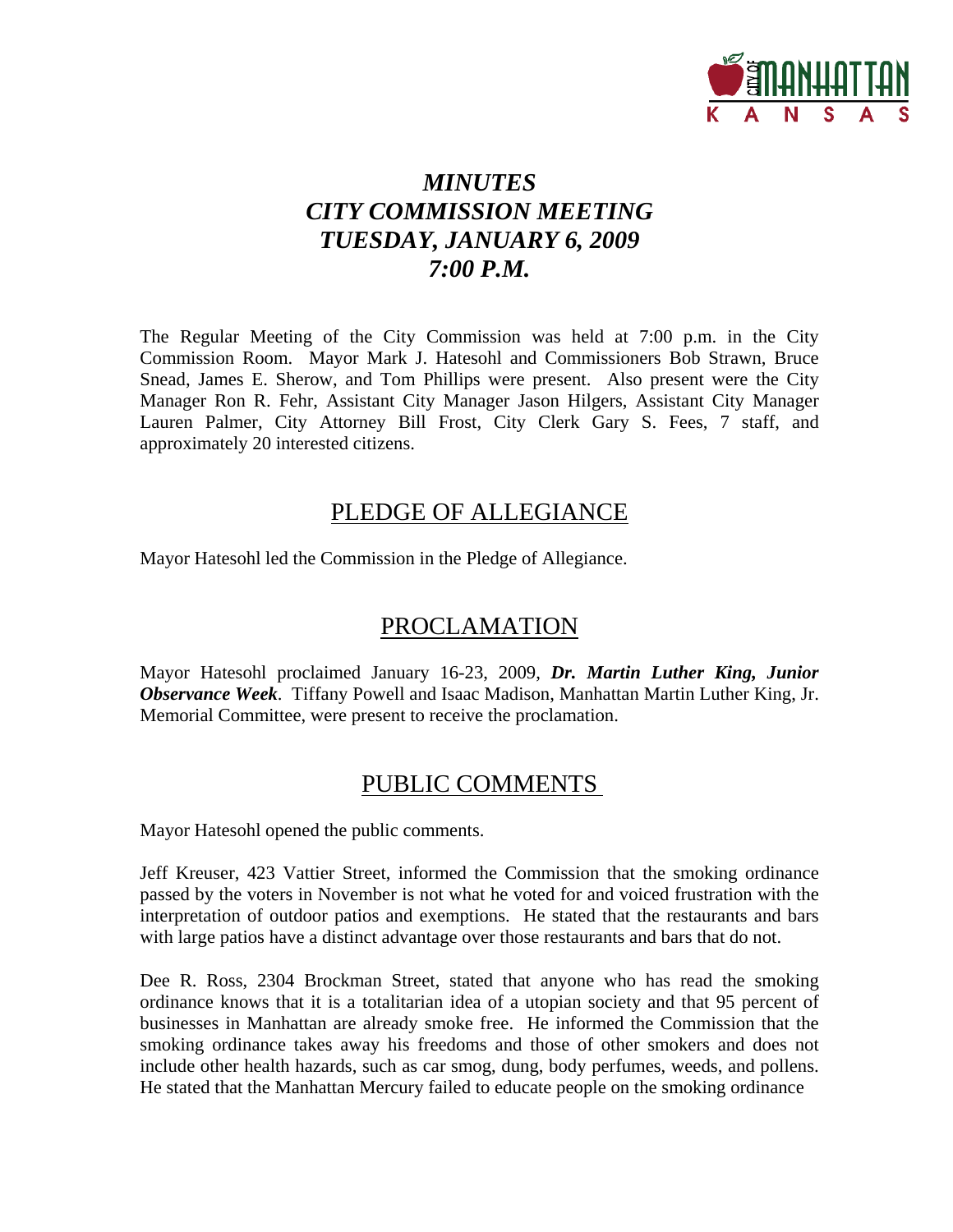# *MINUTES*
# *CITY COMMISSION MEETING*
# *TUESDAY, JANUARY 6, 2009*
# *7:00 P.M.*

The Regular Meeting of the City Commission was held at 7:00 p.m. in the City Commission Room. Mayor Mark J. Hatesohl and Commissioners Bob Strawn, Bruce Snead, James E. Sherow, and Tom Phillips were present. Also present were the City Manager Ron R. Fehr, Assistant City Manager Jason Hilgers, Assistant City Manager Lauren Palmer, City Attorney Bill Frost, City Clerk Gary S. Fees, 7 staff, and approximately 20 interested citizens.

## PLEDGE OF ALLEGIANCE

Mayor Hatesohl led the Commission in the Pledge of Allegiance.

## PROCLAMATION

Mayor Hatesohl proclaimed January 16-23, 2009, ***Dr. Martin Luther King, Junior Observance Week***. Tiffany Powell and Isaac Madison, Manhattan Martin Luther King, Jr. Memorial Committee, were present to receive the proclamation.

## PUBLIC COMMENTS

Mayor Hatesohl opened the public comments.

Jeff Kreuser, 423 Vattier Street, informed the Commission that the smoking ordinance passed by the voters in November is not what he voted for and voiced frustration with the interpretation of outdoor patios and exemptions. He stated that the restaurants and bars with large patios have a distinct advantage over those restaurants and bars that do not.

Dee R. Ross, 2304 Brockman Street, stated that anyone who has read the smoking ordinance knows that it is a totalitarian idea of a utopian society and that 95 percent of businesses in Manhattan are already smoke free. He informed the Commission that the smoking ordinance takes away his freedoms and those of other smokers and does not include other health hazards, such as car smog, dung, body perfumes, weeds, and pollens. He stated that the Manhattan Mercury failed to educate people on the smoking ordinance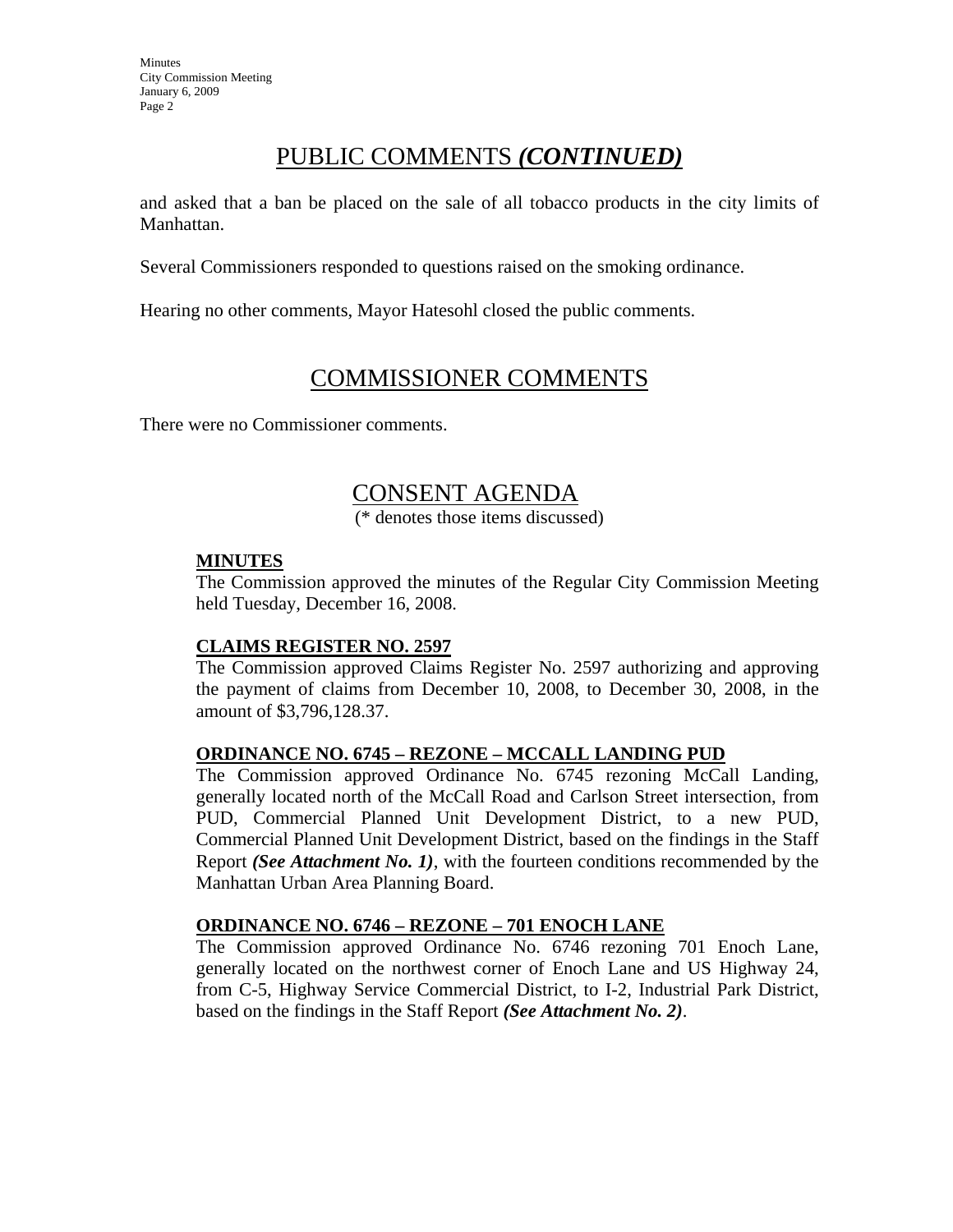## PUBLIC COMMENTS *(CONTINUED)*

and asked that a ban be placed on the sale of all tobacco products in the city limits of Manhattan.

Several Commissioners responded to questions raised on the smoking ordinance.

Hearing no other comments, Mayor Hatesohl closed the public comments.

## COMMISSIONER COMMENTS

There were no Commissioner comments.

## CONSENT AGENDA

(* denotes those items discussed)

**MINUTES**

The Commission approved the minutes of the Regular City Commission Meeting held Tuesday, December 16, 2008.

**CLAIMS REGISTER NO. 2597**

The Commission approved Claims Register No. 2597 authorizing and approving the payment of claims from December 10, 2008, to December 30, 2008, in the amount of $3,796,128.37.

**ORDINANCE NO. 6745 – REZONE – MCCALL LANDING PUD**

The Commission approved Ordinance No. 6745 rezoning McCall Landing, generally located north of the McCall Road and Carlson Street intersection, from PUD, Commercial Planned Unit Development District, to a new PUD, Commercial Planned Unit Development District, based on the findings in the Staff Report ***(See Attachment No. 1)***, with the fourteen conditions recommended by the Manhattan Urban Area Planning Board.

**ORDINANCE NO. 6746 – REZONE – 701 ENOCH LANE**

The Commission approved Ordinance No. 6746 rezoning 701 Enoch Lane, generally located on the northwest corner of Enoch Lane and US Highway 24, from C-5, Highway Service Commercial District, to I-2, Industrial Park District, based on the findings in the Staff Report ***(See Attachment No. 2)***.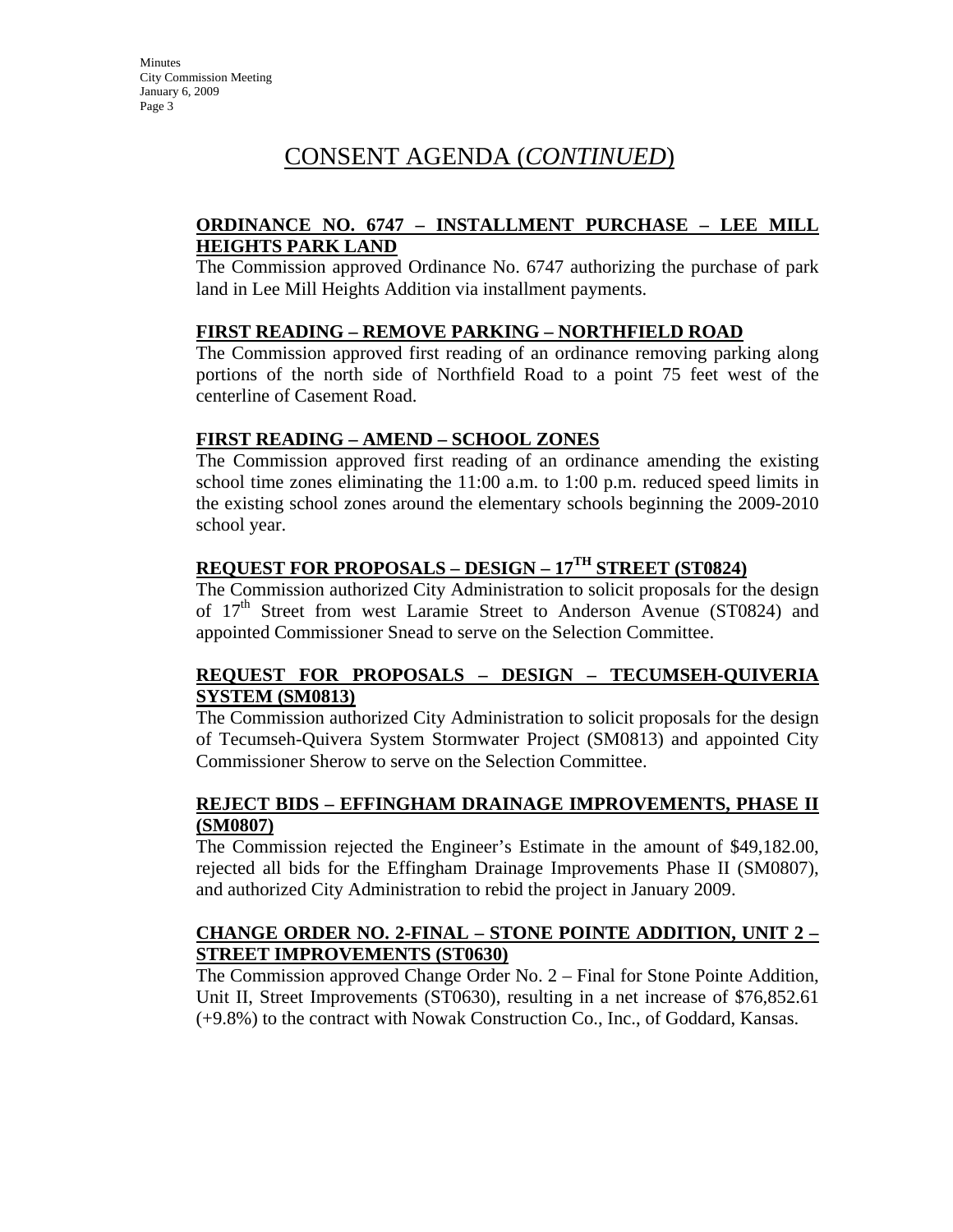# CONSENT AGENDA (*CONTINUED*)

**ORDINANCE NO. 6747 – INSTALLMENT PURCHASE – LEE MILL HEIGHTS PARK LAND**

The Commission approved Ordinance No. 6747 authorizing the purchase of park land in Lee Mill Heights Addition via installment payments.

**FIRST READING – REMOVE PARKING – NORTHFIELD ROAD**

The Commission approved first reading of an ordinance removing parking along portions of the north side of Northfield Road to a point 75 feet west of the centerline of Casement Road.

**FIRST READING – AMEND – SCHOOL ZONES**

The Commission approved first reading of an ordinance amending the existing school time zones eliminating the 11:00 a.m. to 1:00 p.m. reduced speed limits in the existing school zones around the elementary schools beginning the 2009-2010 school year.

**REQUEST FOR PROPOSALS – DESIGN – 17TH STREET (ST0824)**

The Commission authorized City Administration to solicit proposals for the design of 17th Street from west Laramie Street to Anderson Avenue (ST0824) and appointed Commissioner Snead to serve on the Selection Committee.

**REQUEST FOR PROPOSALS – DESIGN – TECUMSEH-QUIVERIA SYSTEM (SM0813)**

The Commission authorized City Administration to solicit proposals for the design of Tecumseh-Quivera System Stormwater Project (SM0813) and appointed City Commissioner Sherow to serve on the Selection Committee.

**REJECT BIDS – EFFINGHAM DRAINAGE IMPROVEMENTS, PHASE II (SM0807)**

The Commission rejected the Engineer's Estimate in the amount of $49,182.00, rejected all bids for the Effingham Drainage Improvements Phase II (SM0807), and authorized City Administration to rebid the project in January 2009.

**CHANGE ORDER NO. 2-FINAL – STONE POINTE ADDITION, UNIT 2 – STREET IMPROVEMENTS (ST0630)**

The Commission approved Change Order No. 2 – Final for Stone Pointe Addition, Unit II, Street Improvements (ST0630), resulting in a net increase of $76,852.61 (+9.8%) to the contract with Nowak Construction Co., Inc., of Goddard, Kansas.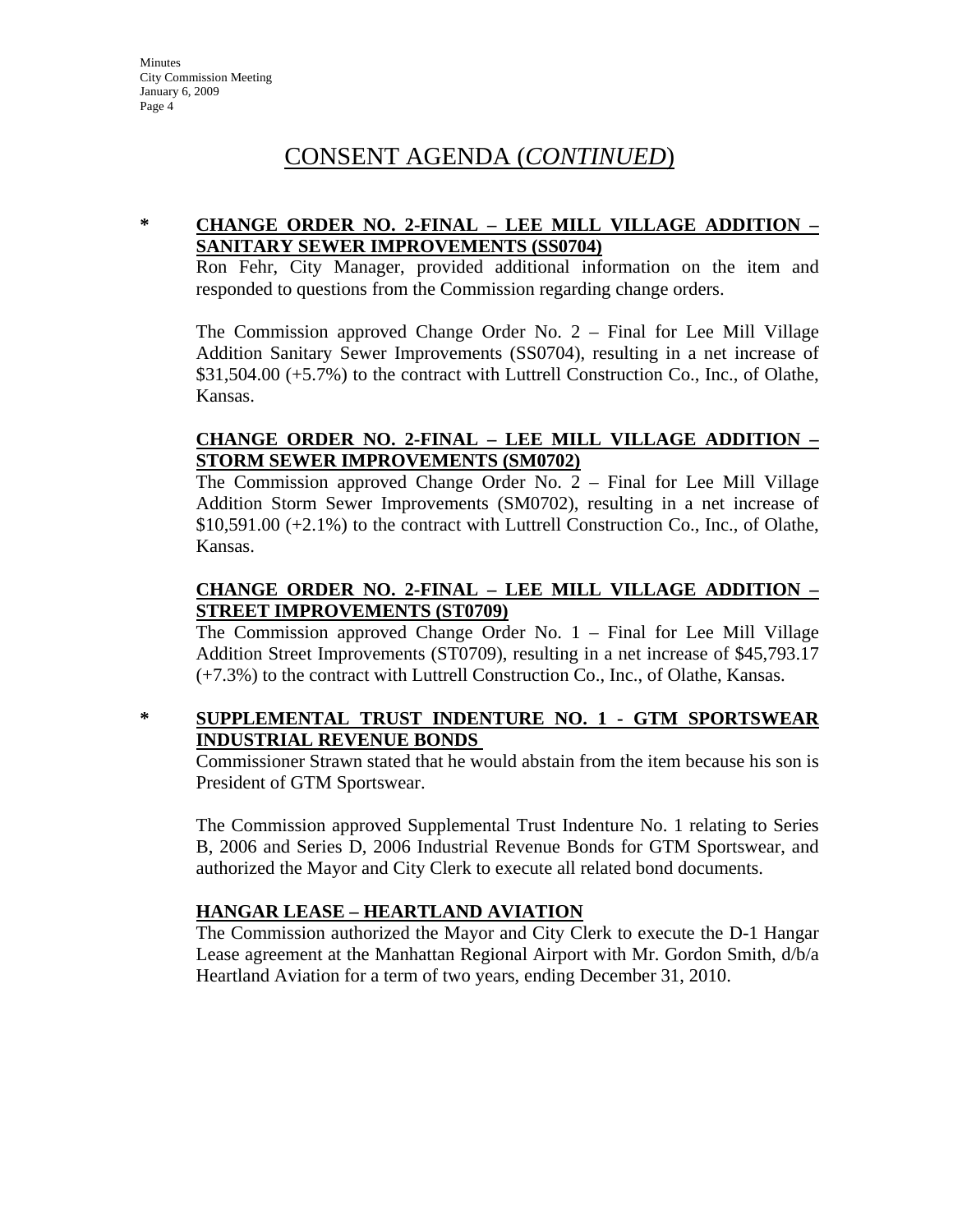# CONSENT AGENDA (*CONTINUED*)

**\*** **CHANGE ORDER NO. 2-FINAL – LEE MILL VILLAGE ADDITION – SANITARY SEWER IMPROVEMENTS (SS0704)**

Ron Fehr, City Manager, provided additional information on the item and responded to questions from the Commission regarding change orders.

The Commission approved Change Order No. 2 – Final for Lee Mill Village Addition Sanitary Sewer Improvements (SS0704), resulting in a net increase of $31,504.00 (+5.7%) to the contract with Luttrell Construction Co., Inc., of Olathe, Kansas.

**CHANGE ORDER NO. 2-FINAL – LEE MILL VILLAGE ADDITION – STORM SEWER IMPROVEMENTS (SM0702)**

The Commission approved Change Order No. 2 – Final for Lee Mill Village Addition Storm Sewer Improvements (SM0702), resulting in a net increase of $10,591.00 (+2.1%) to the contract with Luttrell Construction Co., Inc., of Olathe, Kansas.

**CHANGE ORDER NO. 2-FINAL – LEE MILL VILLAGE ADDITION – STREET IMPROVEMENTS (ST0709)**

The Commission approved Change Order No. 1 – Final for Lee Mill Village Addition Street Improvements (ST0709), resulting in a net increase of $45,793.17 (+7.3%) to the contract with Luttrell Construction Co., Inc., of Olathe, Kansas.

**\*** **SUPPLEMENTAL TRUST INDENTURE NO. 1 - GTM SPORTSWEAR INDUSTRIAL REVENUE BONDS**

Commissioner Strawn stated that he would abstain from the item because his son is President of GTM Sportswear.

The Commission approved Supplemental Trust Indenture No. 1 relating to Series B, 2006 and Series D, 2006 Industrial Revenue Bonds for GTM Sportswear, and authorized the Mayor and City Clerk to execute all related bond documents.

**HANGAR LEASE – HEARTLAND AVIATION**

The Commission authorized the Mayor and City Clerk to execute the D-1 Hangar Lease agreement at the Manhattan Regional Airport with Mr. Gordon Smith, d/b/a Heartland Aviation for a term of two years, ending December 31, 2010.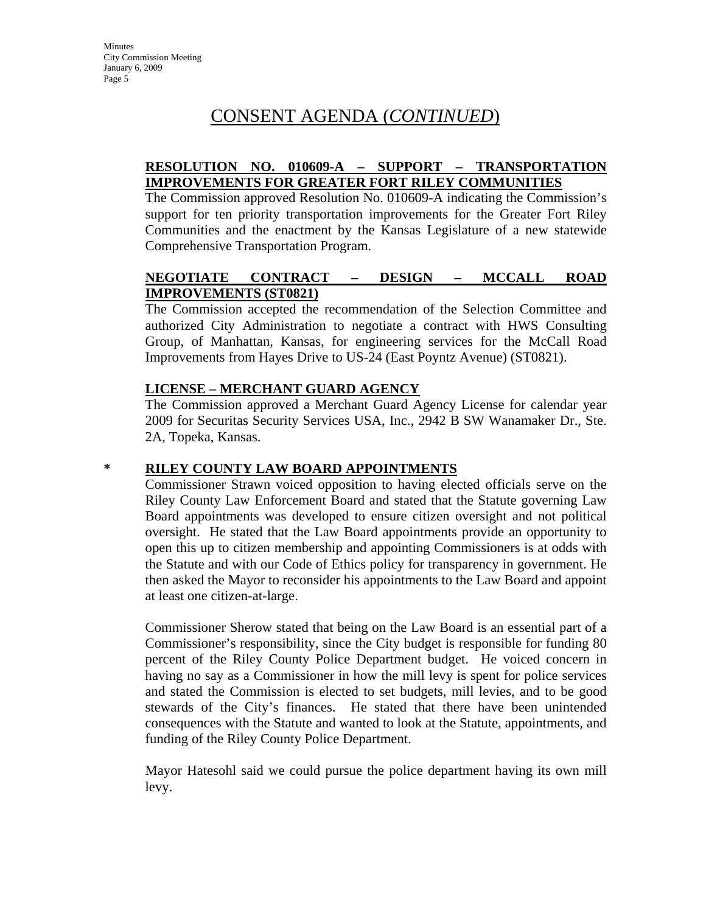# CONSENT AGENDA (*CONTINUED*)

**RESOLUTION NO. 010609-A – SUPPORT – TRANSPORTATION IMPROVEMENTS FOR GREATER FORT RILEY COMMUNITIES**

The Commission approved Resolution No. 010609-A indicating the Commission's support for ten priority transportation improvements for the Greater Fort Riley Communities and the enactment by the Kansas Legislature of a new statewide Comprehensive Transportation Program.

**NEGOTIATE CONTRACT – DESIGN – MCCALL ROAD IMPROVEMENTS (ST0821)**

The Commission accepted the recommendation of the Selection Committee and authorized City Administration to negotiate a contract with HWS Consulting Group, of Manhattan, Kansas, for engineering services for the McCall Road Improvements from Hayes Drive to US-24 (East Poyntz Avenue) (ST0821).

**LICENSE – MERCHANT GUARD AGENCY**

The Commission approved a Merchant Guard Agency License for calendar year 2009 for Securitas Security Services USA, Inc., 2942 B SW Wanamaker Dr., Ste. 2A, Topeka, Kansas.

**\* RILEY COUNTY LAW BOARD APPOINTMENTS**

Commissioner Strawn voiced opposition to having elected officials serve on the Riley County Law Enforcement Board and stated that the Statute governing Law Board appointments was developed to ensure citizen oversight and not political oversight. He stated that the Law Board appointments provide an opportunity to open this up to citizen membership and appointing Commissioners is at odds with the Statute and with our Code of Ethics policy for transparency in government. He then asked the Mayor to reconsider his appointments to the Law Board and appoint at least one citizen-at-large.

Commissioner Sherow stated that being on the Law Board is an essential part of a Commissioner's responsibility, since the City budget is responsible for funding 80 percent of the Riley County Police Department budget. He voiced concern in having no say as a Commissioner in how the mill levy is spent for police services and stated the Commission is elected to set budgets, mill levies, and to be good stewards of the City's finances. He stated that there have been unintended consequences with the Statute and wanted to look at the Statute, appointments, and funding of the Riley County Police Department.

Mayor Hatesohl said we could pursue the police department having its own mill levy.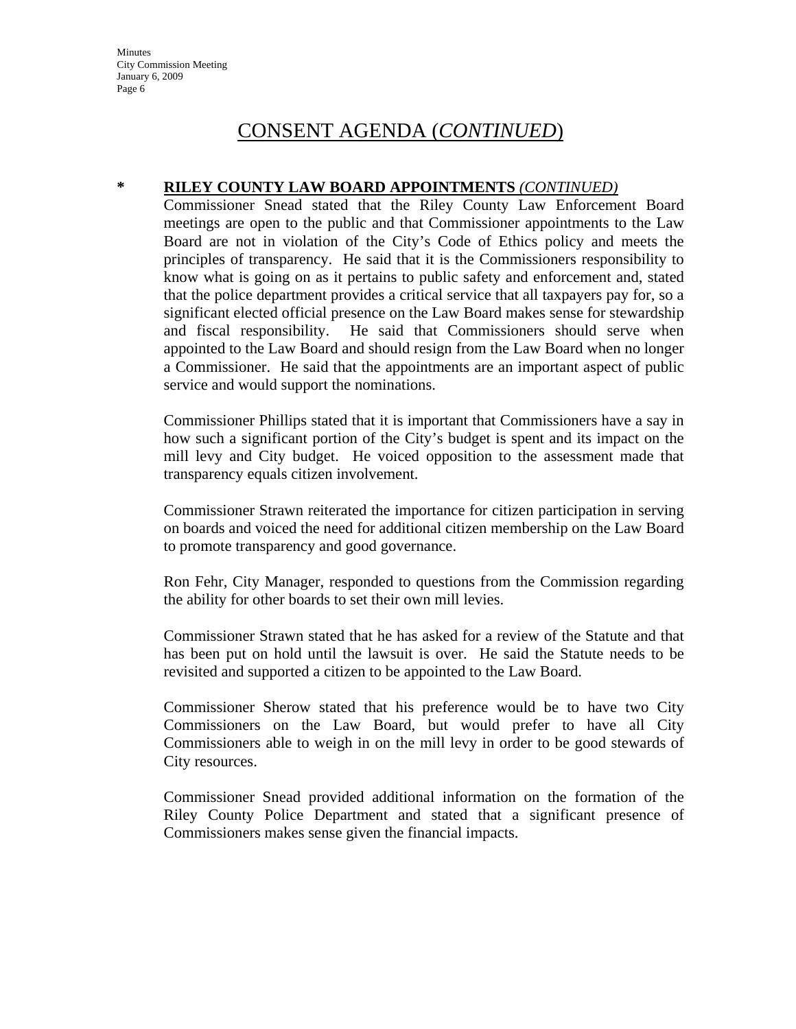# CONSENT AGENDA (*CONTINUED*)

**\* RILEY COUNTY LAW BOARD APPOINTMENTS** *(CONTINUED)*

Commissioner Snead stated that the Riley County Law Enforcement Board meetings are open to the public and that Commissioner appointments to the Law Board are not in violation of the City's Code of Ethics policy and meets the principles of transparency. He said that it is the Commissioners responsibility to know what is going on as it pertains to public safety and enforcement and, stated that the police department provides a critical service that all taxpayers pay for, so a significant elected official presence on the Law Board makes sense for stewardship and fiscal responsibility. He said that Commissioners should serve when appointed to the Law Board and should resign from the Law Board when no longer a Commissioner. He said that the appointments are an important aspect of public service and would support the nominations.

Commissioner Phillips stated that it is important that Commissioners have a say in how such a significant portion of the City's budget is spent and its impact on the mill levy and City budget. He voiced opposition to the assessment made that transparency equals citizen involvement.

Commissioner Strawn reiterated the importance for citizen participation in serving on boards and voiced the need for additional citizen membership on the Law Board to promote transparency and good governance.

Ron Fehr, City Manager, responded to questions from the Commission regarding the ability for other boards to set their own mill levies.

Commissioner Strawn stated that he has asked for a review of the Statute and that has been put on hold until the lawsuit is over. He said the Statute needs to be revisited and supported a citizen to be appointed to the Law Board.

Commissioner Sherow stated that his preference would be to have two City Commissioners on the Law Board, but would prefer to have all City Commissioners able to weigh in on the mill levy in order to be good stewards of City resources.

Commissioner Snead provided additional information on the formation of the Riley County Police Department and stated that a significant presence of Commissioners makes sense given the financial impacts.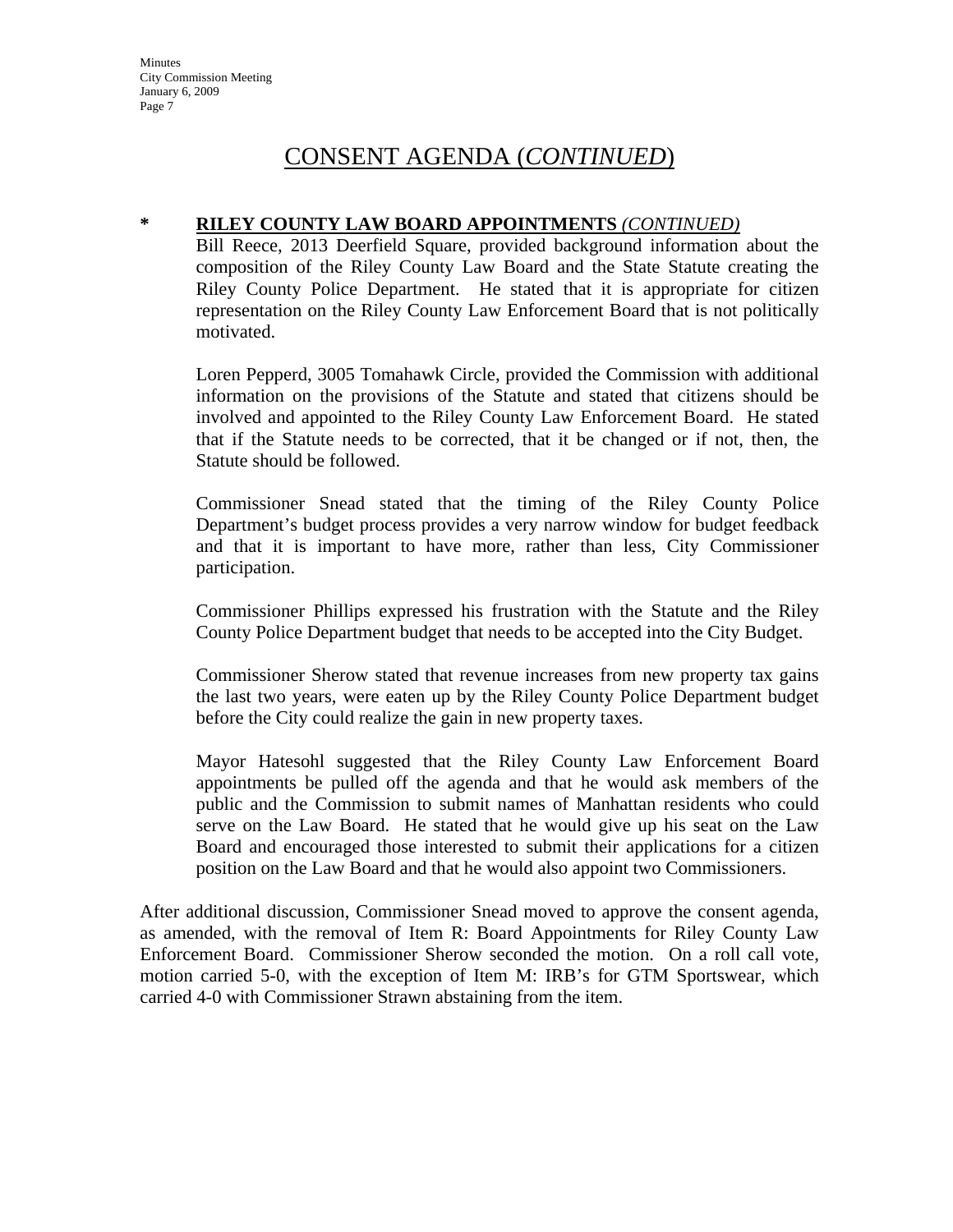# CONSENT AGENDA (*CONTINUED*)

**\*	RILEY COUNTY LAW BOARD APPOINTMENTS** *(CONTINUED)*

Bill Reece, 2013 Deerfield Square, provided background information about the composition of the Riley County Law Board and the State Statute creating the Riley County Police Department. He stated that it is appropriate for citizen representation on the Riley County Law Enforcement Board that is not politically motivated.

Loren Pepperd, 3005 Tomahawk Circle, provided the Commission with additional information on the provisions of the Statute and stated that citizens should be involved and appointed to the Riley County Law Enforcement Board. He stated that if the Statute needs to be corrected, that it be changed or if not, then, the Statute should be followed.

Commissioner Snead stated that the timing of the Riley County Police Department's budget process provides a very narrow window for budget feedback and that it is important to have more, rather than less, City Commissioner participation.

Commissioner Phillips expressed his frustration with the Statute and the Riley County Police Department budget that needs to be accepted into the City Budget.

Commissioner Sherow stated that revenue increases from new property tax gains the last two years, were eaten up by the Riley County Police Department budget before the City could realize the gain in new property taxes.

Mayor Hatesohl suggested that the Riley County Law Enforcement Board appointments be pulled off the agenda and that he would ask members of the public and the Commission to submit names of Manhattan residents who could serve on the Law Board. He stated that he would give up his seat on the Law Board and encouraged those interested to submit their applications for a citizen position on the Law Board and that he would also appoint two Commissioners.

After additional discussion, Commissioner Snead moved to approve the consent agenda, as amended, with the removal of Item R: Board Appointments for Riley County Law Enforcement Board. Commissioner Sherow seconded the motion. On a roll call vote, motion carried 5-0, with the exception of Item M: IRB's for GTM Sportswear, which carried 4-0 with Commissioner Strawn abstaining from the item.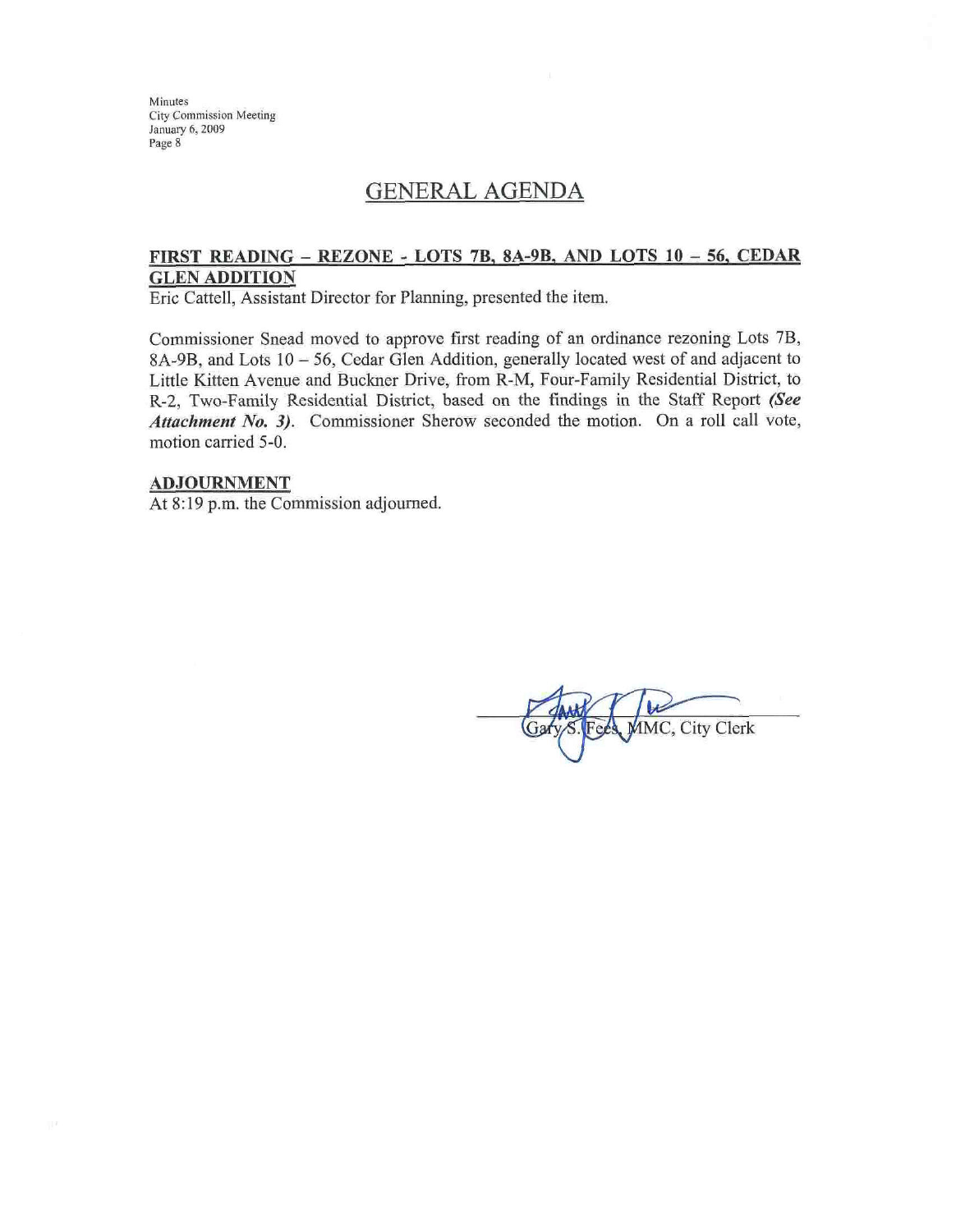## GENERAL AGENDA

**FIRST READING – REZONE - LOTS 7B, 8A-9B, AND LOTS 10 – 56, CEDAR GLEN ADDITION**

Eric Cattell, Assistant Director for Planning, presented the item.

Commissioner Snead moved to approve first reading of an ordinance rezoning Lots 7B, 8A-9B, and Lots 10 – 56, Cedar Glen Addition, generally located west of and adjacent to Little Kitten Avenue and Buckner Drive, from R-M, Four-Family Residential District, to R-2, Two-Family Residential District, based on the findings in the Staff Report ***(See Attachment No. 3)***. Commissioner Sherow seconded the motion. On a roll call vote, motion carried 5-0.

**ADJOURNMENT**

At 8:19 p.m. the Commission adjourned.

Gary S. Fees, MMC, City Clerk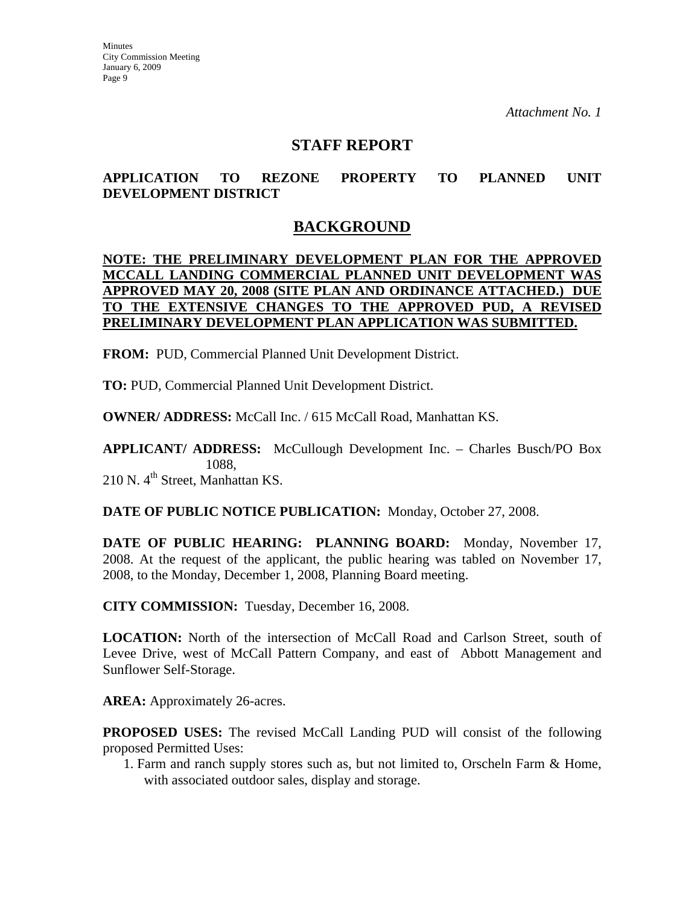*Attachment No. 1*

# STAFF REPORT

## APPLICATION TO REZONE PROPERTY TO PLANNED UNIT DEVELOPMENT DISTRICT

## BACKGROUND

**NOTE: THE PRELIMINARY DEVELOPMENT PLAN FOR THE APPROVED MCCALL LANDING COMMERCIAL PLANNED UNIT DEVELOPMENT WAS APPROVED MAY 20, 2008 (SITE PLAN AND ORDINANCE ATTACHED.) DUE TO THE EXTENSIVE CHANGES TO THE APPROVED PUD, A REVISED PRELIMINARY DEVELOPMENT PLAN APPLICATION WAS SUBMITTED.**

**FROM:** PUD, Commercial Planned Unit Development District.

**TO:** PUD, Commercial Planned Unit Development District.

**OWNER/ ADDRESS:** McCall Inc. / 615 McCall Road, Manhattan KS.

**APPLICANT/ ADDRESS:** McCullough Development Inc. – Charles Busch/PO Box 1088, 210 N. 4th Street, Manhattan KS.

**DATE OF PUBLIC NOTICE PUBLICATION:** Monday, October 27, 2008.

**DATE OF PUBLIC HEARING: PLANNING BOARD:** Monday, November 17, 2008. At the request of the applicant, the public hearing was tabled on November 17, 2008, to the Monday, December 1, 2008, Planning Board meeting.

**CITY COMMISSION:** Tuesday, December 16, 2008.

**LOCATION:** North of the intersection of McCall Road and Carlson Street, south of Levee Drive, west of McCall Pattern Company, and east of Abbott Management and Sunflower Self-Storage.

**AREA:** Approximately 26-acres.

**PROPOSED USES:** The revised McCall Landing PUD will consist of the following proposed Permitted Uses:

1. Farm and ranch supply stores such as, but not limited to, Orscheln Farm & Home, with associated outdoor sales, display and storage.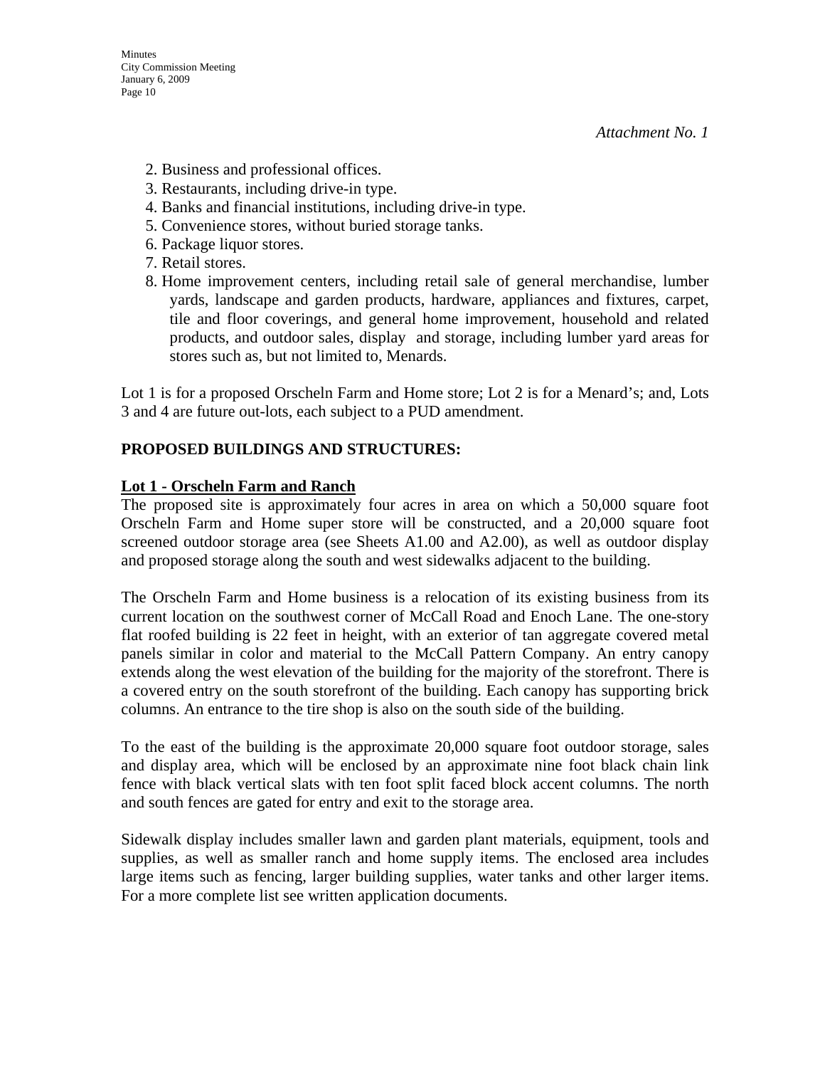*Attachment No. 1*

2. Business and professional offices.
3. Restaurants, including drive-in type.
4. Banks and financial institutions, including drive-in type.
5. Convenience stores, without buried storage tanks.
6. Package liquor stores.
7. Retail stores.
8. Home improvement centers, including retail sale of general merchandise, lumber yards, landscape and garden products, hardware, appliances and fixtures, carpet, tile and floor coverings, and general home improvement, household and related products, and outdoor sales, display and storage, including lumber yard areas for stores such as, but not limited to, Menards.

Lot 1 is for a proposed Orscheln Farm and Home store; Lot 2 is for a Menard's; and, Lots 3 and 4 are future out-lots, each subject to a PUD amendment.

**PROPOSED BUILDINGS AND STRUCTURES:**

**Lot 1 - Orscheln Farm and Ranch**

The proposed site is approximately four acres in area on which a 50,000 square foot Orscheln Farm and Home super store will be constructed, and a 20,000 square foot screened outdoor storage area (see Sheets A1.00 and A2.00), as well as outdoor display and proposed storage along the south and west sidewalks adjacent to the building.

The Orscheln Farm and Home business is a relocation of its existing business from its current location on the southwest corner of McCall Road and Enoch Lane. The one-story flat roofed building is 22 feet in height, with an exterior of tan aggregate covered metal panels similar in color and material to the McCall Pattern Company. An entry canopy extends along the west elevation of the building for the majority of the storefront. There is a covered entry on the south storefront of the building. Each canopy has supporting brick columns. An entrance to the tire shop is also on the south side of the building.

To the east of the building is the approximate 20,000 square foot outdoor storage, sales and display area, which will be enclosed by an approximate nine foot black chain link fence with black vertical slats with ten foot split faced block accent columns. The north and south fences are gated for entry and exit to the storage area.

Sidewalk display includes smaller lawn and garden plant materials, equipment, tools and supplies, as well as smaller ranch and home supply items. The enclosed area includes large items such as fencing, larger building supplies, water tanks and other larger items. For a more complete list see written application documents.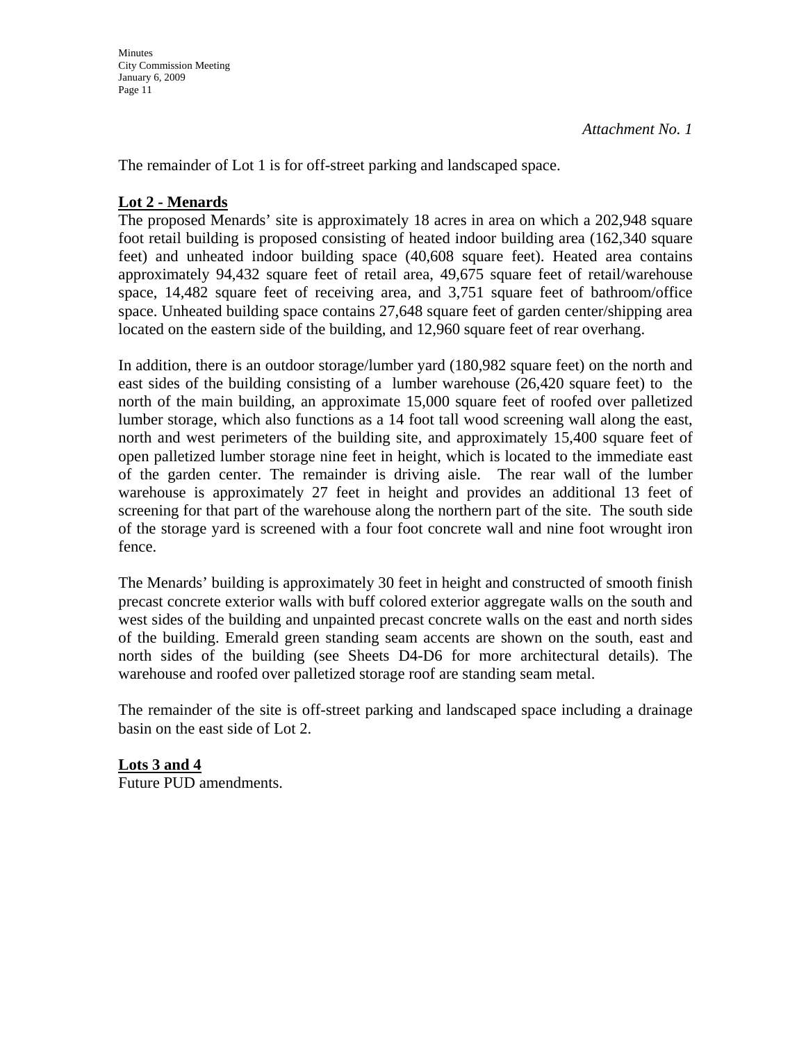*Attachment No. 1*

The remainder of Lot 1 is for off-street parking and landscaped space.

**Lot 2 - Menards**

The proposed Menards' site is approximately 18 acres in area on which a 202,948 square foot retail building is proposed consisting of heated indoor building area (162,340 square feet) and unheated indoor building space (40,608 square feet). Heated area contains approximately 94,432 square feet of retail area, 49,675 square feet of retail/warehouse space, 14,482 square feet of receiving area, and 3,751 square feet of bathroom/office space. Unheated building space contains 27,648 square feet of garden center/shipping area located on the eastern side of the building, and 12,960 square feet of rear overhang.

In addition, there is an outdoor storage/lumber yard (180,982 square feet) on the north and east sides of the building consisting of a lumber warehouse (26,420 square feet) to the north of the main building, an approximate 15,000 square feet of roofed over palletized lumber storage, which also functions as a 14 foot tall wood screening wall along the east, north and west perimeters of the building site, and approximately 15,400 square feet of open palletized lumber storage nine feet in height, which is located to the immediate east of the garden center. The remainder is driving aisle. The rear wall of the lumber warehouse is approximately 27 feet in height and provides an additional 13 feet of screening for that part of the warehouse along the northern part of the site. The south side of the storage yard is screened with a four foot concrete wall and nine foot wrought iron fence.

The Menards' building is approximately 30 feet in height and constructed of smooth finish precast concrete exterior walls with buff colored exterior aggregate walls on the south and west sides of the building and unpainted precast concrete walls on the east and north sides of the building. Emerald green standing seam accents are shown on the south, east and north sides of the building (see Sheets D4-D6 for more architectural details). The warehouse and roofed over palletized storage roof are standing seam metal.

The remainder of the site is off-street parking and landscaped space including a drainage basin on the east side of Lot 2.

**Lots 3 and 4**

Future PUD amendments.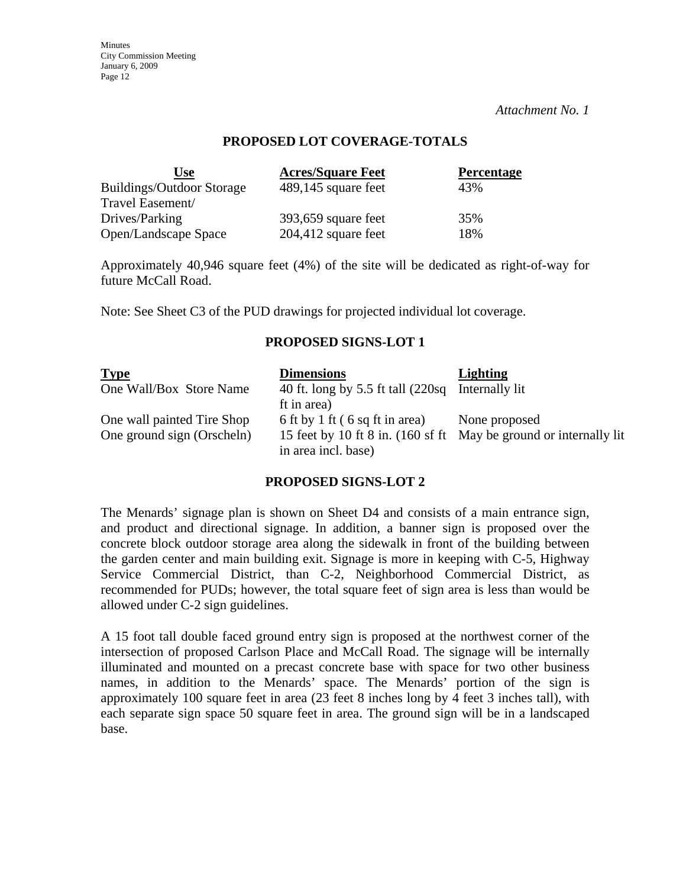*Attachment No. 1*

## PROPOSED LOT COVERAGE-TOTALS

| Use | Acres/Square Feet | Percentage |
|---|---|---|
| Buildings/Outdoor Storage | 489,145 square feet | 43% |
| Travel Easement/ Drives/Parking | 393,659 square feet | 35% |
| Open/Landscape Space | 204,412 square feet | 18% |

Approximately 40,946 square feet (4%) of the site will be dedicated as right-of-way for future McCall Road.

Note: See Sheet C3 of the PUD drawings for projected individual lot coverage.

## PROPOSED SIGNS-LOT 1

| Type | Dimensions | Lighting |
|---|---|---|
| One Wall/Box Store Name | 40 ft. long by 5.5 ft tall (220sq ft in area) | Internally lit |
| One wall painted Tire Shop | 6 ft by 1 ft ( 6 sq ft in area) | None proposed |
| One ground sign (Orscheln) | 15 feet by 10 ft 8 in. (160 sf ft in area incl. base) | May be ground or internally lit |

## PROPOSED SIGNS-LOT 2

The Menards' signage plan is shown on Sheet D4 and consists of a main entrance sign, and product and directional signage. In addition, a banner sign is proposed over the concrete block outdoor storage area along the sidewalk in front of the building between the garden center and main building exit. Signage is more in keeping with C-5, Highway Service Commercial District, than C-2, Neighborhood Commercial District, as recommended for PUDs; however, the total square feet of sign area is less than would be allowed under C-2 sign guidelines.

A 15 foot tall double faced ground entry sign is proposed at the northwest corner of the intersection of proposed Carlson Place and McCall Road. The signage will be internally illuminated and mounted on a precast concrete base with space for two other business names, in addition to the Menards' space. The Menards' portion of the sign is approximately 100 square feet in area (23 feet 8 inches long by 4 feet 3 inches tall), with each separate sign space 50 square feet in area. The ground sign will be in a landscaped base.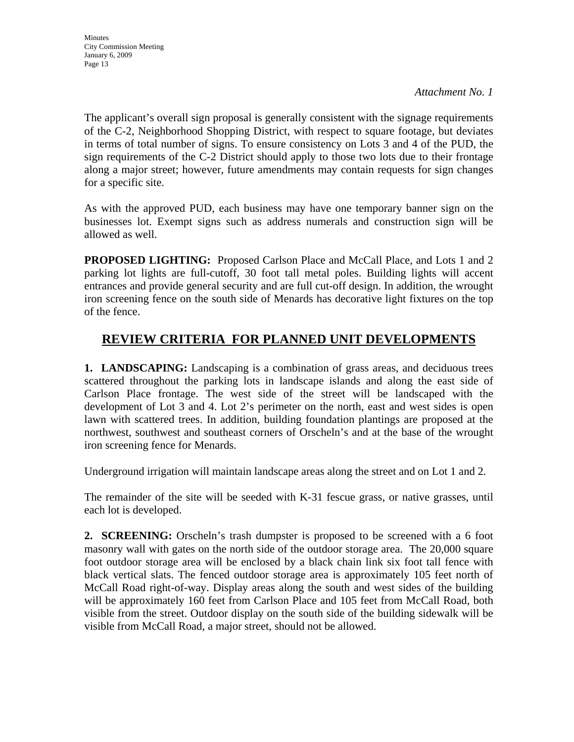*Attachment No. 1*

The applicant's overall sign proposal is generally consistent with the signage requirements of the C-2, Neighborhood Shopping District, with respect to square footage, but deviates in terms of total number of signs. To ensure consistency on Lots 3 and 4 of the PUD, the sign requirements of the C-2 District should apply to those two lots due to their frontage along a major street; however, future amendments may contain requests for sign changes for a specific site.

As with the approved PUD, each business may have one temporary banner sign on the businesses lot. Exempt signs such as address numerals and construction sign will be allowed as well.

**PROPOSED LIGHTING:** Proposed Carlson Place and McCall Place, and Lots 1 and 2 parking lot lights are full-cutoff, 30 foot tall metal poles. Building lights will accent entrances and provide general security and are full cut-off design. In addition, the wrought iron screening fence on the south side of Menards has decorative light fixtures on the top of the fence.

## REVIEW CRITERIA FOR PLANNED UNIT DEVELOPMENTS

**1. LANDSCAPING:** Landscaping is a combination of grass areas, and deciduous trees scattered throughout the parking lots in landscape islands and along the east side of Carlson Place frontage. The west side of the street will be landscaped with the development of Lot 3 and 4. Lot 2's perimeter on the north, east and west sides is open lawn with scattered trees. In addition, building foundation plantings are proposed at the northwest, southwest and southeast corners of Orscheln's and at the base of the wrought iron screening fence for Menards.

Underground irrigation will maintain landscape areas along the street and on Lot 1 and 2.

The remainder of the site will be seeded with K-31 fescue grass, or native grasses, until each lot is developed.

**2. SCREENING:** Orscheln's trash dumpster is proposed to be screened with a 6 foot masonry wall with gates on the north side of the outdoor storage area. The 20,000 square foot outdoor storage area will be enclosed by a black chain link six foot tall fence with black vertical slats. The fenced outdoor storage area is approximately 105 feet north of McCall Road right-of-way. Display areas along the south and west sides of the building will be approximately 160 feet from Carlson Place and 105 feet from McCall Road, both visible from the street. Outdoor display on the south side of the building sidewalk will be visible from McCall Road, a major street, should not be allowed.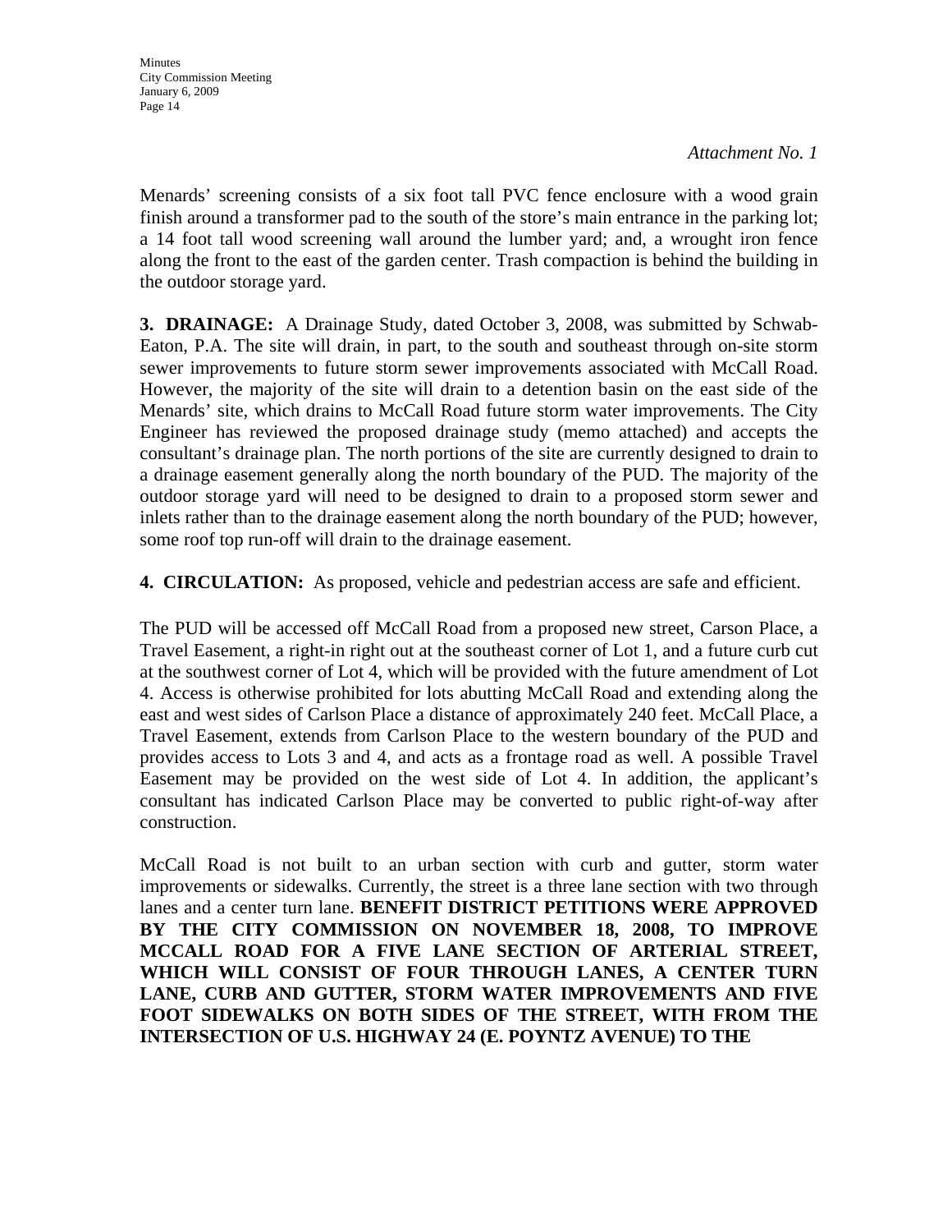*Attachment No. 1*

Menards' screening consists of a six foot tall PVC fence enclosure with a wood grain finish around a transformer pad to the south of the store's main entrance in the parking lot; a 14 foot tall wood screening wall around the lumber yard; and, a wrought iron fence along the front to the east of the garden center. Trash compaction is behind the building in the outdoor storage yard.

**3. DRAINAGE:** A Drainage Study, dated October 3, 2008, was submitted by Schwab-Eaton, P.A. The site will drain, in part, to the south and southeast through on-site storm sewer improvements to future storm sewer improvements associated with McCall Road. However, the majority of the site will drain to a detention basin on the east side of the Menards' site, which drains to McCall Road future storm water improvements. The City Engineer has reviewed the proposed drainage study (memo attached) and accepts the consultant's drainage plan. The north portions of the site are currently designed to drain to a drainage easement generally along the north boundary of the PUD. The majority of the outdoor storage yard will need to be designed to drain to a proposed storm sewer and inlets rather than to the drainage easement along the north boundary of the PUD; however, some roof top run-off will drain to the drainage easement.

**4. CIRCULATION:** As proposed, vehicle and pedestrian access are safe and efficient.

The PUD will be accessed off McCall Road from a proposed new street, Carson Place, a Travel Easement, a right-in right out at the southeast corner of Lot 1, and a future curb cut at the southwest corner of Lot 4, which will be provided with the future amendment of Lot 4. Access is otherwise prohibited for lots abutting McCall Road and extending along the east and west sides of Carlson Place a distance of approximately 240 feet. McCall Place, a Travel Easement, extends from Carlson Place to the western boundary of the PUD and provides access to Lots 3 and 4, and acts as a frontage road as well. A possible Travel Easement may be provided on the west side of Lot 4. In addition, the applicant's consultant has indicated Carlson Place may be converted to public right-of-way after construction.

McCall Road is not built to an urban section with curb and gutter, storm water improvements or sidewalks. Currently, the street is a three lane section with two through lanes and a center turn lane. **BENEFIT DISTRICT PETITIONS WERE APPROVED BY THE CITY COMMISSION ON NOVEMBER 18, 2008, TO IMPROVE MCCALL ROAD FOR A FIVE LANE SECTION OF ARTERIAL STREET, WHICH WILL CONSIST OF FOUR THROUGH LANES, A CENTER TURN LANE, CURB AND GUTTER, STORM WATER IMPROVEMENTS AND FIVE FOOT SIDEWALKS ON BOTH SIDES OF THE STREET, WITH FROM THE INTERSECTION OF U.S. HIGHWAY 24 (E. POYNTZ AVENUE) TO THE**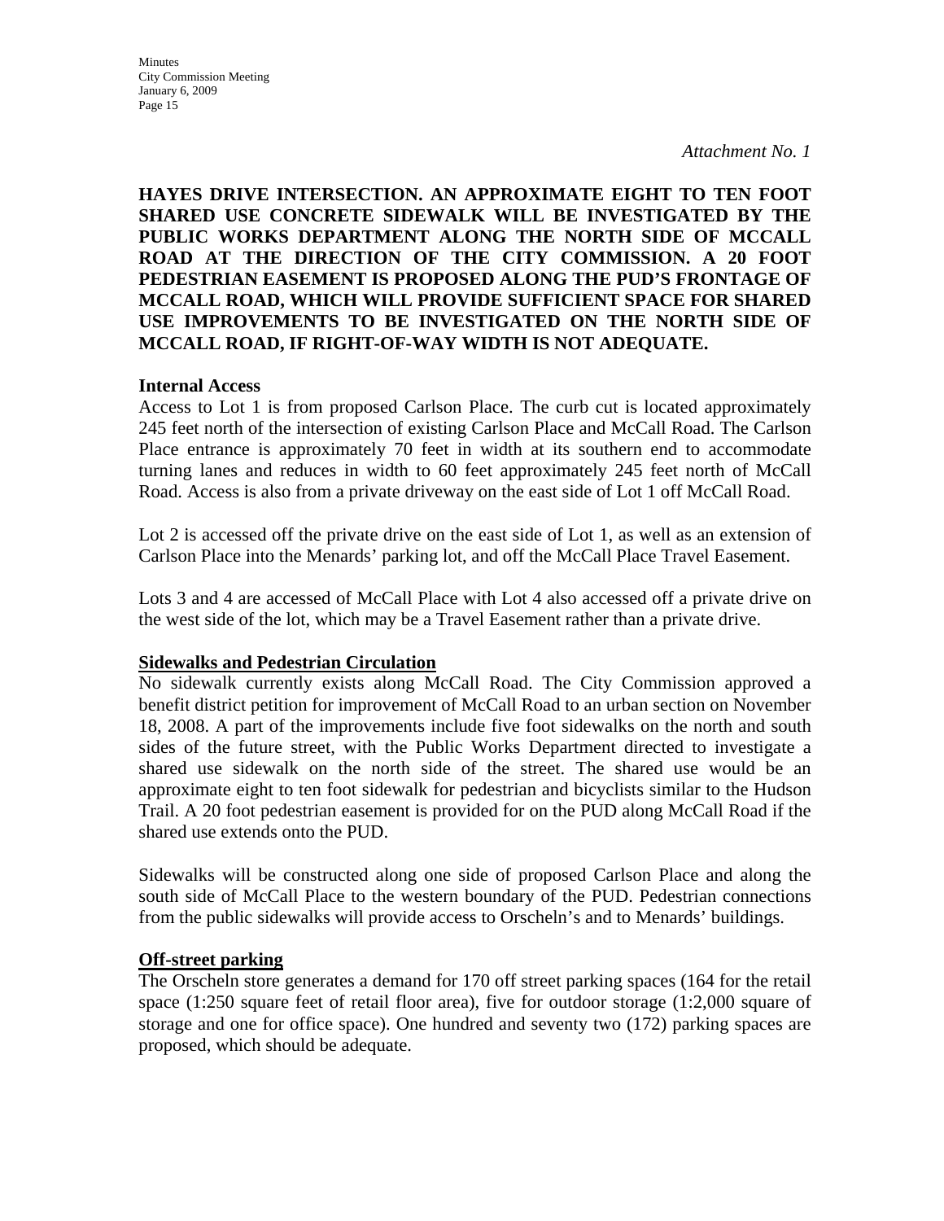*Attachment No. 1*

**HAYES DRIVE INTERSECTION. AN APPROXIMATE EIGHT TO TEN FOOT SHARED USE CONCRETE SIDEWALK WILL BE INVESTIGATED BY THE PUBLIC WORKS DEPARTMENT ALONG THE NORTH SIDE OF MCCALL ROAD AT THE DIRECTION OF THE CITY COMMISSION. A 20 FOOT PEDESTRIAN EASEMENT IS PROPOSED ALONG THE PUD'S FRONTAGE OF MCCALL ROAD, WHICH WILL PROVIDE SUFFICIENT SPACE FOR SHARED USE IMPROVEMENTS TO BE INVESTIGATED ON THE NORTH SIDE OF MCCALL ROAD, IF RIGHT-OF-WAY WIDTH IS NOT ADEQUATE.**

**Internal Access**

Access to Lot 1 is from proposed Carlson Place. The curb cut is located approximately 245 feet north of the intersection of existing Carlson Place and McCall Road. The Carlson Place entrance is approximately 70 feet in width at its southern end to accommodate turning lanes and reduces in width to 60 feet approximately 245 feet north of McCall Road. Access is also from a private driveway on the east side of Lot 1 off McCall Road.

Lot 2 is accessed off the private drive on the east side of Lot 1, as well as an extension of Carlson Place into the Menards' parking lot, and off the McCall Place Travel Easement.

Lots 3 and 4 are accessed of McCall Place with Lot 4 also accessed off a private drive on the west side of the lot, which may be a Travel Easement rather than a private drive.

**Sidewalks and Pedestrian Circulation**

No sidewalk currently exists along McCall Road. The City Commission approved a benefit district petition for improvement of McCall Road to an urban section on November 18, 2008. A part of the improvements include five foot sidewalks on the north and south sides of the future street, with the Public Works Department directed to investigate a shared use sidewalk on the north side of the street. The shared use would be an approximate eight to ten foot sidewalk for pedestrian and bicyclists similar to the Hudson Trail. A 20 foot pedestrian easement is provided for on the PUD along McCall Road if the shared use extends onto the PUD.

Sidewalks will be constructed along one side of proposed Carlson Place and along the south side of McCall Place to the western boundary of the PUD. Pedestrian connections from the public sidewalks will provide access to Orscheln's and to Menards' buildings.

**Off-street parking**

The Orscheln store generates a demand for 170 off street parking spaces (164 for the retail space (1:250 square feet of retail floor area), five for outdoor storage (1:2,000 square of storage and one for office space). One hundred and seventy two (172) parking spaces are proposed, which should be adequate.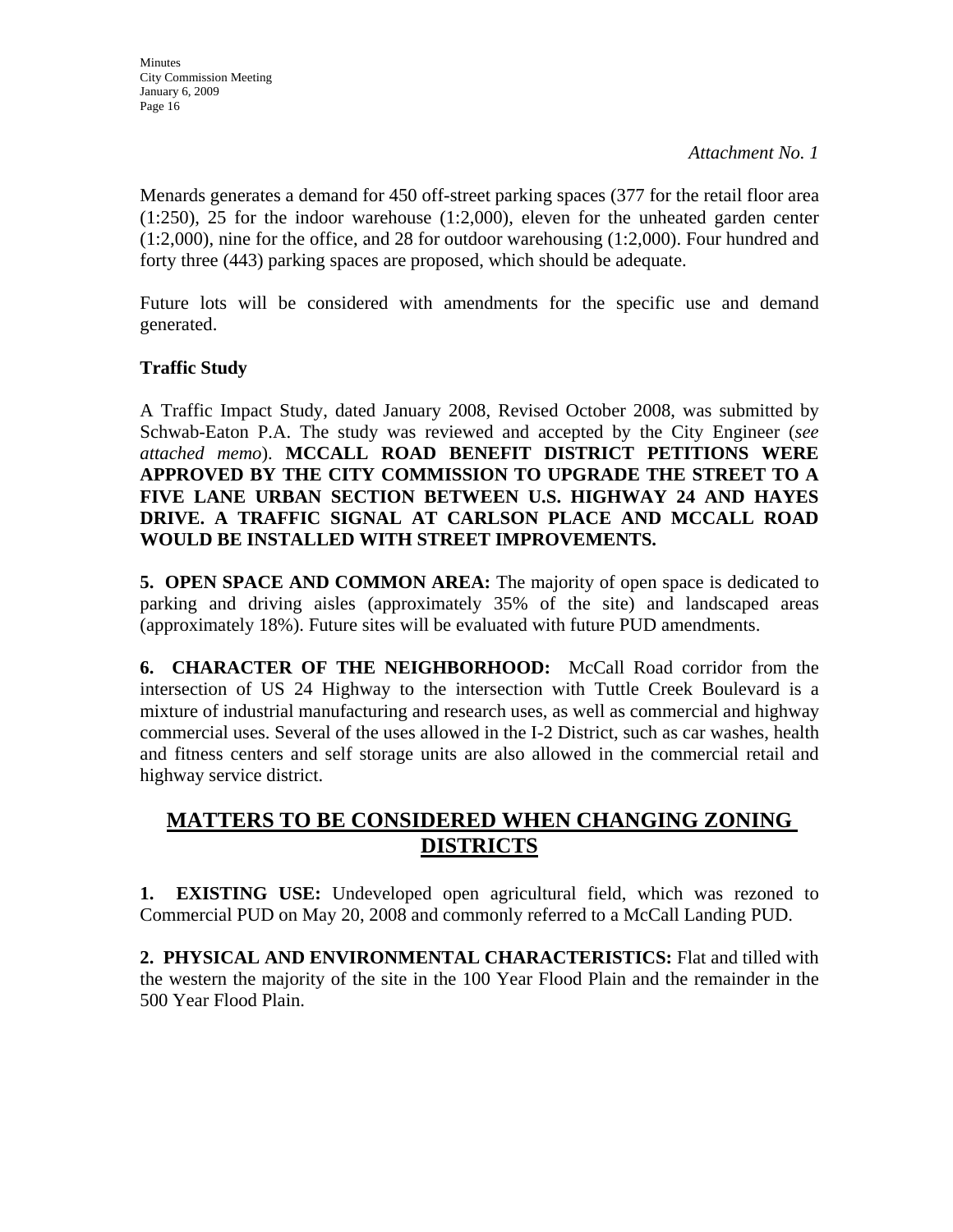*Attachment No. 1*

Menards generates a demand for 450 off-street parking spaces (377 for the retail floor area (1:250), 25 for the indoor warehouse (1:2,000), eleven for the unheated garden center (1:2,000), nine for the office, and 28 for outdoor warehousing (1:2,000). Four hundred and forty three (443) parking spaces are proposed, which should be adequate.

Future lots will be considered with amendments for the specific use and demand generated.

**Traffic Study**

A Traffic Impact Study, dated January 2008, Revised October 2008, was submitted by Schwab-Eaton P.A. The study was reviewed and accepted by the City Engineer (*see attached memo*). **MCCALL ROAD BENEFIT DISTRICT PETITIONS WERE APPROVED BY THE CITY COMMISSION TO UPGRADE THE STREET TO A FIVE LANE URBAN SECTION BETWEEN U.S. HIGHWAY 24 AND HAYES DRIVE. A TRAFFIC SIGNAL AT CARLSON PLACE AND MCCALL ROAD WOULD BE INSTALLED WITH STREET IMPROVEMENTS.**

**5. OPEN SPACE AND COMMON AREA:** The majority of open space is dedicated to parking and driving aisles (approximately 35% of the site) and landscaped areas (approximately 18%). Future sites will be evaluated with future PUD amendments.

**6. CHARACTER OF THE NEIGHBORHOOD:** McCall Road corridor from the intersection of US 24 Highway to the intersection with Tuttle Creek Boulevard is a mixture of industrial manufacturing and research uses, as well as commercial and highway commercial uses. Several of the uses allowed in the I-2 District, such as car washes, health and fitness centers and self storage units are also allowed in the commercial retail and highway service district.

## MATTERS TO BE CONSIDERED WHEN CHANGING ZONING DISTRICTS

**1. EXISTING USE:** Undeveloped open agricultural field, which was rezoned to Commercial PUD on May 20, 2008 and commonly referred to a McCall Landing PUD.

**2. PHYSICAL AND ENVIRONMENTAL CHARACTERISTICS:** Flat and tilled with the western the majority of the site in the 100 Year Flood Plain and the remainder in the 500 Year Flood Plain.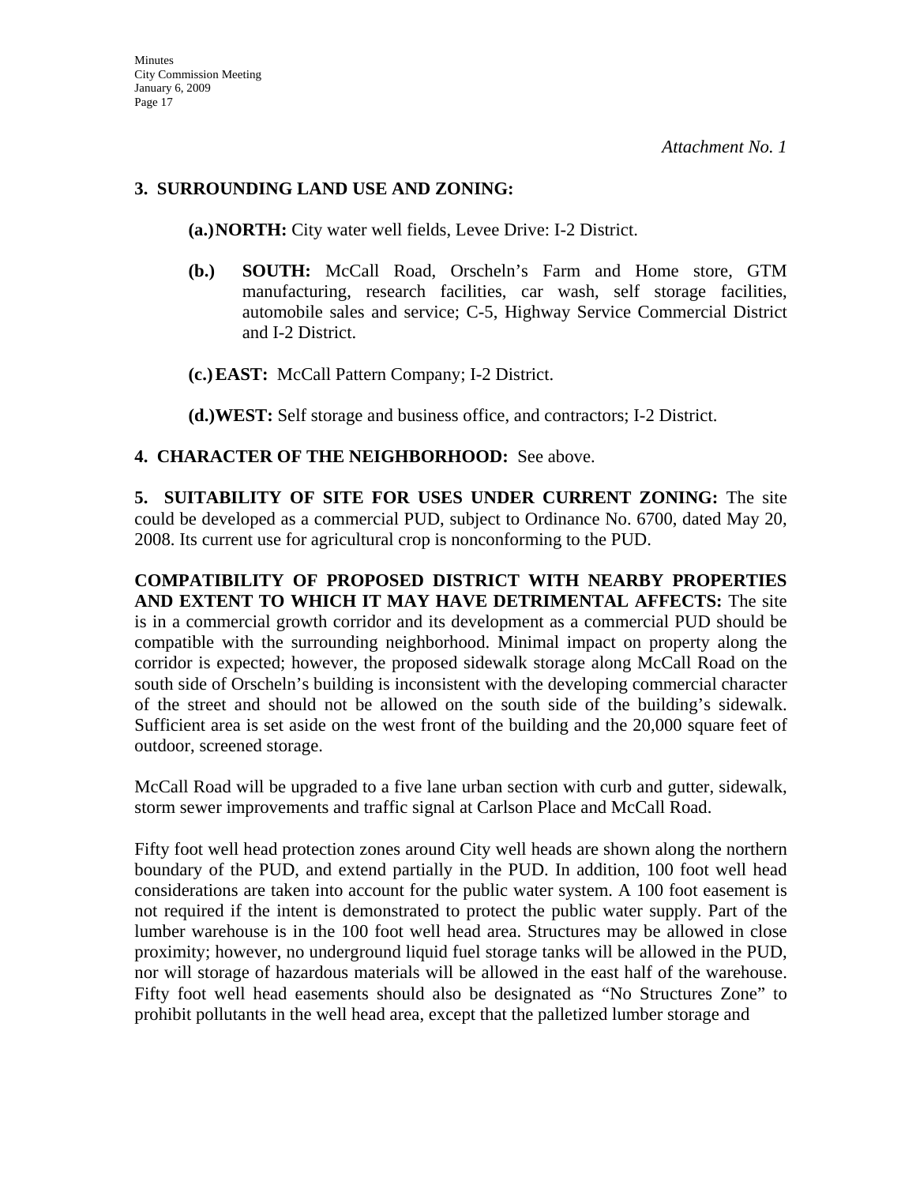*Attachment No. 1*

**3. SURROUNDING LAND USE AND ZONING:**

**(a.) NORTH:** City water well fields, Levee Drive: I-2 District.

**(b.) SOUTH:** McCall Road, Orscheln's Farm and Home store, GTM manufacturing, research facilities, car wash, self storage facilities, automobile sales and service; C-5, Highway Service Commercial District and I-2 District.

**(c.) EAST:** McCall Pattern Company; I-2 District.

**(d.) WEST:** Self storage and business office, and contractors; I-2 District.

**4. CHARACTER OF THE NEIGHBORHOOD:** See above.

**5. SUITABILITY OF SITE FOR USES UNDER CURRENT ZONING:** The site could be developed as a commercial PUD, subject to Ordinance No. 6700, dated May 20, 2008. Its current use for agricultural crop is nonconforming to the PUD.

**COMPATIBILITY OF PROPOSED DISTRICT WITH NEARBY PROPERTIES AND EXTENT TO WHICH IT MAY HAVE DETRIMENTAL AFFECTS:** The site is in a commercial growth corridor and its development as a commercial PUD should be compatible with the surrounding neighborhood. Minimal impact on property along the corridor is expected; however, the proposed sidewalk storage along McCall Road on the south side of Orscheln's building is inconsistent with the developing commercial character of the street and should not be allowed on the south side of the building's sidewalk. Sufficient area is set aside on the west front of the building and the 20,000 square feet of outdoor, screened storage.

McCall Road will be upgraded to a five lane urban section with curb and gutter, sidewalk, storm sewer improvements and traffic signal at Carlson Place and McCall Road.

Fifty foot well head protection zones around City well heads are shown along the northern boundary of the PUD, and extend partially in the PUD. In addition, 100 foot well head considerations are taken into account for the public water system. A 100 foot easement is not required if the intent is demonstrated to protect the public water supply. Part of the lumber warehouse is in the 100 foot well head area. Structures may be allowed in close proximity; however, no underground liquid fuel storage tanks will be allowed in the PUD, nor will storage of hazardous materials will be allowed in the east half of the warehouse. Fifty foot well head easements should also be designated as "No Structures Zone" to prohibit pollutants in the well head area, except that the palletized lumber storage and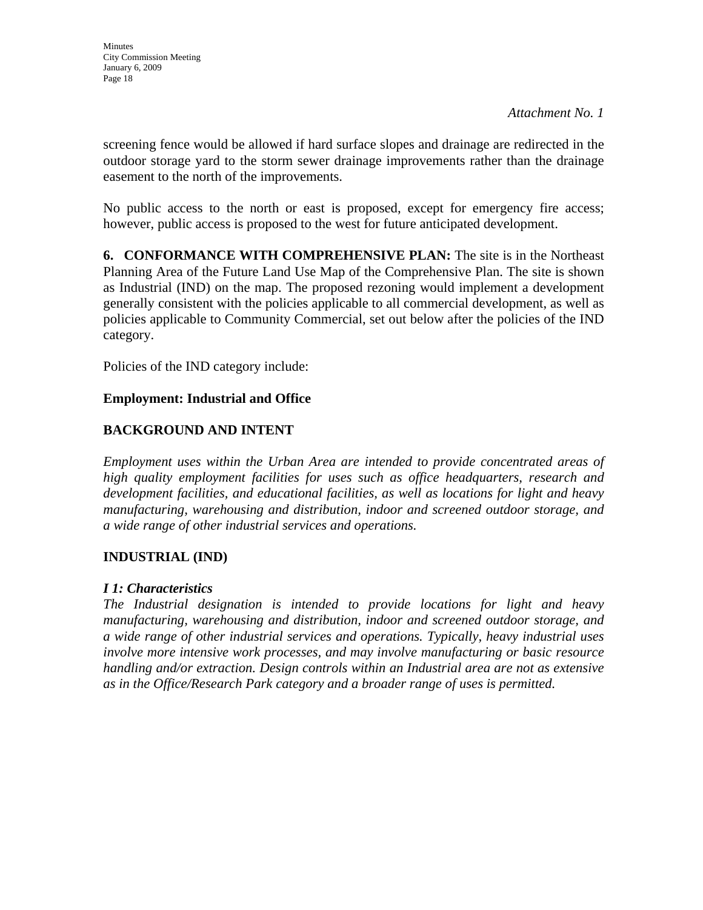*Attachment No. 1*

screening fence would be allowed if hard surface slopes and drainage are redirected in the outdoor storage yard to the storm sewer drainage improvements rather than the drainage easement to the north of the improvements.

No public access to the north or east is proposed, except for emergency fire access; however, public access is proposed to the west for future anticipated development.

**6. CONFORMANCE WITH COMPREHENSIVE PLAN:** The site is in the Northeast Planning Area of the Future Land Use Map of the Comprehensive Plan. The site is shown as Industrial (IND) on the map. The proposed rezoning would implement a development generally consistent with the policies applicable to all commercial development, as well as policies applicable to Community Commercial, set out below after the policies of the IND category.

Policies of the IND category include:

**Employment: Industrial and Office**

**BACKGROUND AND INTENT**

*Employment uses within the Urban Area are intended to provide concentrated areas of high quality employment facilities for uses such as office headquarters, research and development facilities, and educational facilities, as well as locations for light and heavy manufacturing, warehousing and distribution, indoor and screened outdoor storage, and a wide range of other industrial services and operations.*

**INDUSTRIAL (IND)**

***I 1: Characteristics***

*The Industrial designation is intended to provide locations for light and heavy manufacturing, warehousing and distribution, indoor and screened outdoor storage, and a wide range of other industrial services and operations. Typically, heavy industrial uses involve more intensive work processes, and may involve manufacturing or basic resource handling and/or extraction. Design controls within an Industrial area are not as extensive as in the Office/Research Park category and a broader range of uses is permitted.*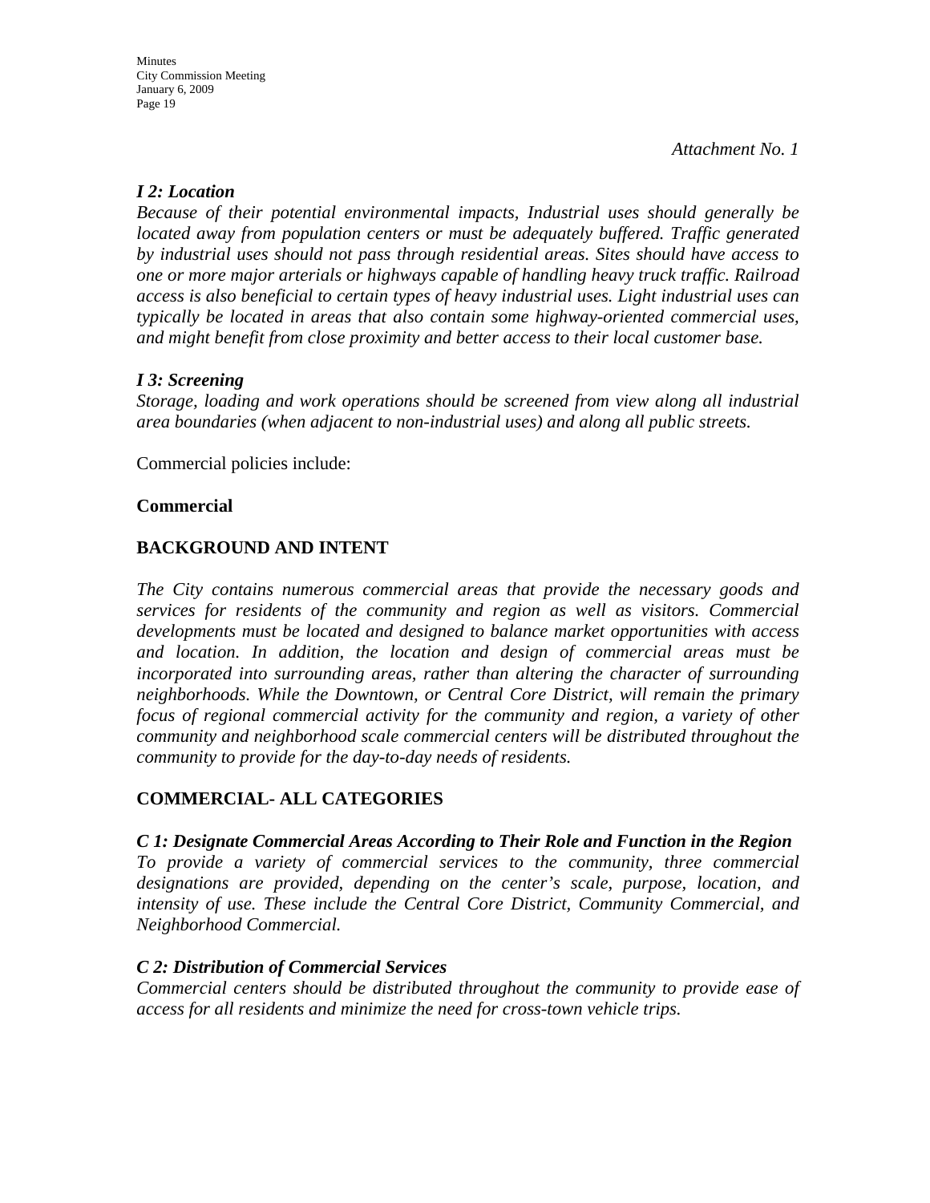*Attachment No. 1*

***I 2: Location***
*Because of their potential environmental impacts, Industrial uses should generally be located away from population centers or must be adequately buffered. Traffic generated by industrial uses should not pass through residential areas. Sites should have access to one or more major arterials or highways capable of handling heavy truck traffic. Railroad access is also beneficial to certain types of heavy industrial uses. Light industrial uses can typically be located in areas that also contain some highway-oriented commercial uses, and might benefit from close proximity and better access to their local customer base.*

***I 3: Screening***
*Storage, loading and work operations should be screened from view along all industrial area boundaries (when adjacent to non-industrial uses) and along all public streets.*

Commercial policies include:

**Commercial**

**BACKGROUND AND INTENT**

*The City contains numerous commercial areas that provide the necessary goods and services for residents of the community and region as well as visitors. Commercial developments must be located and designed to balance market opportunities with access and location. In addition, the location and design of commercial areas must be incorporated into surrounding areas, rather than altering the character of surrounding neighborhoods. While the Downtown, or Central Core District, will remain the primary focus of regional commercial activity for the community and region, a variety of other community and neighborhood scale commercial centers will be distributed throughout the community to provide for the day-to-day needs of residents.*

**COMMERCIAL- ALL CATEGORIES**

***C 1: Designate Commercial Areas According to Their Role and Function in the Region***
*To provide a variety of commercial services to the community, three commercial designations are provided, depending on the center's scale, purpose, location, and intensity of use. These include the Central Core District, Community Commercial, and Neighborhood Commercial.*

***C 2: Distribution of Commercial Services***
*Commercial centers should be distributed throughout the community to provide ease of access for all residents and minimize the need for cross-town vehicle trips.*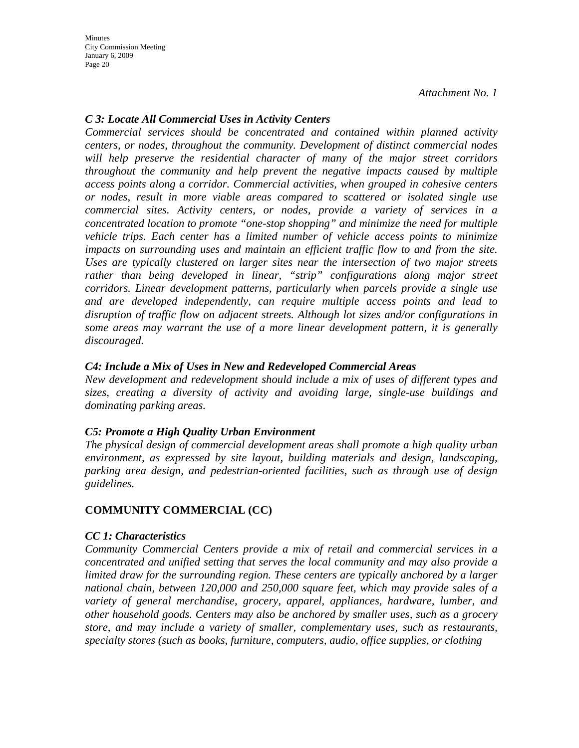*Attachment No. 1*

### *C 3: Locate All Commercial Uses in Activity Centers*

*Commercial services should be concentrated and contained within planned activity centers, or nodes, throughout the community. Development of distinct commercial nodes will help preserve the residential character of many of the major street corridors throughout the community and help prevent the negative impacts caused by multiple access points along a corridor. Commercial activities, when grouped in cohesive centers or nodes, result in more viable areas compared to scattered or isolated single use commercial sites. Activity centers, or nodes, provide a variety of services in a concentrated location to promote "one-stop shopping" and minimize the need for multiple vehicle trips. Each center has a limited number of vehicle access points to minimize impacts on surrounding uses and maintain an efficient traffic flow to and from the site. Uses are typically clustered on larger sites near the intersection of two major streets rather than being developed in linear, "strip" configurations along major street corridors. Linear development patterns, particularly when parcels provide a single use and are developed independently, can require multiple access points and lead to disruption of traffic flow on adjacent streets. Although lot sizes and/or configurations in some areas may warrant the use of a more linear development pattern, it is generally discouraged.*

### *C4: Include a Mix of Uses in New and Redeveloped Commercial Areas*

*New development and redevelopment should include a mix of uses of different types and sizes, creating a diversity of activity and avoiding large, single-use buildings and dominating parking areas.*

### *C5: Promote a High Quality Urban Environment*

*The physical design of commercial development areas shall promote a high quality urban environment, as expressed by site layout, building materials and design, landscaping, parking area design, and pedestrian-oriented facilities, such as through use of design guidelines.*

## COMMUNITY COMMERCIAL (CC)

### *CC 1: Characteristics*

*Community Commercial Centers provide a mix of retail and commercial services in a concentrated and unified setting that serves the local community and may also provide a limited draw for the surrounding region. These centers are typically anchored by a larger national chain, between 120,000 and 250,000 square feet, which may provide sales of a variety of general merchandise, grocery, apparel, appliances, hardware, lumber, and other household goods. Centers may also be anchored by smaller uses, such as a grocery store, and may include a variety of smaller, complementary uses, such as restaurants, specialty stores (such as books, furniture, computers, audio, office supplies, or clothing*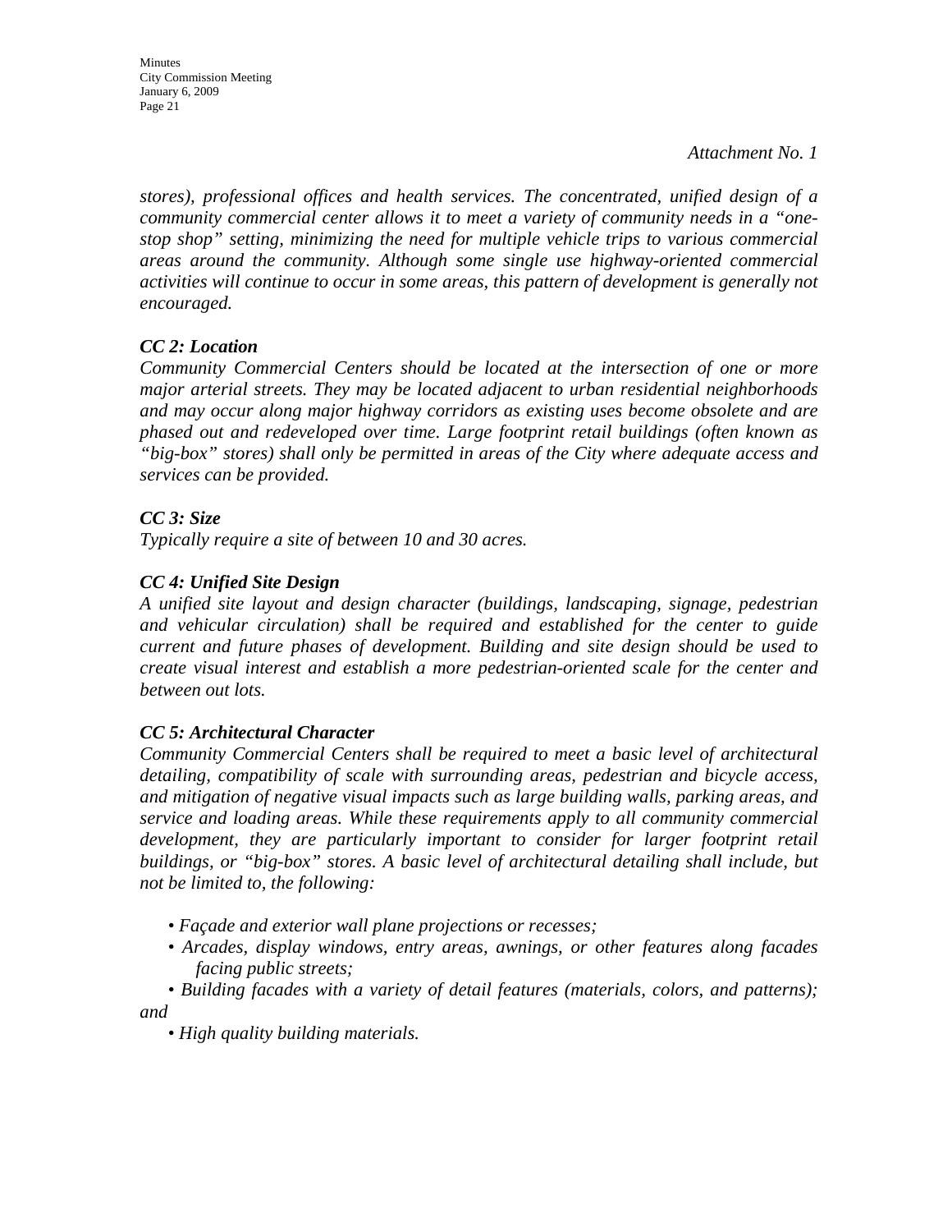*Attachment No. 1*

*stores), professional offices and health services. The concentrated, unified design of a community commercial center allows it to meet a variety of community needs in a "one-stop shop" setting, minimizing the need for multiple vehicle trips to various commercial areas around the community. Although some single use highway-oriented commercial activities will continue to occur in some areas, this pattern of development is generally not encouraged.*

***CC 2: Location***
*Community Commercial Centers should be located at the intersection of one or more major arterial streets. They may be located adjacent to urban residential neighborhoods and may occur along major highway corridors as existing uses become obsolete and are phased out and redeveloped over time. Large footprint retail buildings (often known as "big-box" stores) shall only be permitted in areas of the City where adequate access and services can be provided.*

***CC 3: Size***
*Typically require a site of between 10 and 30 acres.*

***CC 4: Unified Site Design***
*A unified site layout and design character (buildings, landscaping, signage, pedestrian and vehicular circulation) shall be required and established for the center to guide current and future phases of development. Building and site design should be used to create visual interest and establish a more pedestrian-oriented scale for the center and between out lots.*

***CC 5: Architectural Character***
*Community Commercial Centers shall be required to meet a basic level of architectural detailing, compatibility of scale with surrounding areas, pedestrian and bicycle access, and mitigation of negative visual impacts such as large building walls, parking areas, and service and loading areas. While these requirements apply to all community commercial development, they are particularly important to consider for larger footprint retail buildings, or "big-box" stores. A basic level of architectural detailing shall include, but not be limited to, the following:*

- *Façade and exterior wall plane projections or recesses;*
- *Arcades, display windows, entry areas, awnings, or other features along facades facing public streets;*
- *Building facades with a variety of detail features (materials, colors, and patterns); and*
- *High quality building materials.*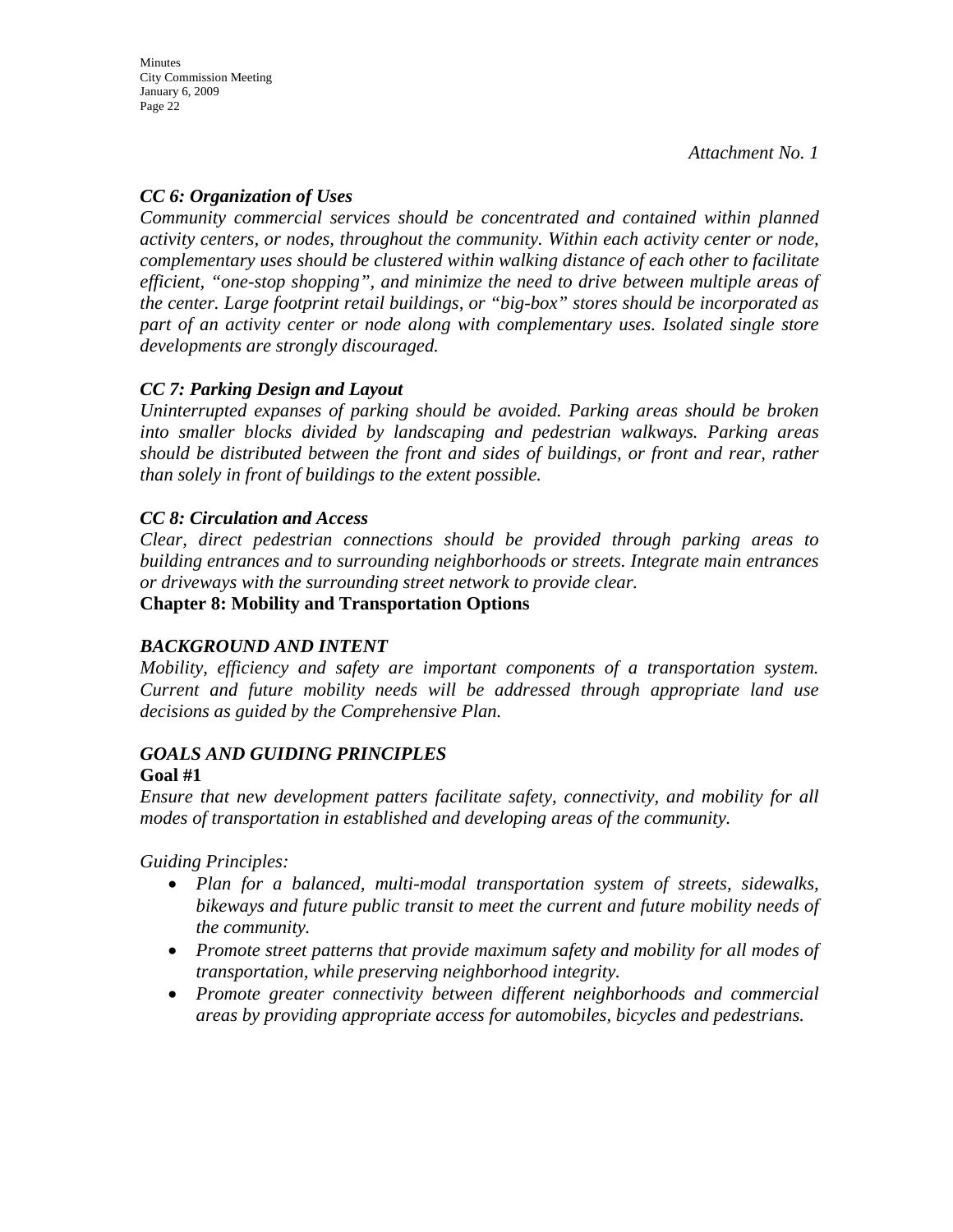*Attachment No. 1*

### *CC 6: Organization of Uses*

*Community commercial services should be concentrated and contained within planned activity centers, or nodes, throughout the community. Within each activity center or node, complementary uses should be clustered within walking distance of each other to facilitate efficient, "one-stop shopping", and minimize the need to drive between multiple areas of the center. Large footprint retail buildings, or "big-box" stores should be incorporated as part of an activity center or node along with complementary uses. Isolated single store developments are strongly discouraged.*

### *CC 7: Parking Design and Layout*

*Uninterrupted expanses of parking should be avoided. Parking areas should be broken into smaller blocks divided by landscaping and pedestrian walkways. Parking areas should be distributed between the front and sides of buildings, or front and rear, rather than solely in front of buildings to the extent possible.*

### *CC 8: Circulation and Access*

*Clear, direct pedestrian connections should be provided through parking areas to building entrances and to surrounding neighborhoods or streets. Integrate main entrances or driveways with the surrounding street network to provide clear.*

## Chapter 8: Mobility and Transportation Options

### *BACKGROUND AND INTENT*

*Mobility, efficiency and safety are important components of a transportation system. Current and future mobility needs will be addressed through appropriate land use decisions as guided by the Comprehensive Plan.*

### *GOALS AND GUIDING PRINCIPLES*

**Goal #1**

*Ensure that new development patters facilitate safety, connectivity, and mobility for all modes of transportation in established and developing areas of the community.*

*Guiding Principles:*

- *Plan for a balanced, multi-modal transportation system of streets, sidewalks, bikeways and future public transit to meet the current and future mobility needs of the community.*
- *Promote street patterns that provide maximum safety and mobility for all modes of transportation, while preserving neighborhood integrity.*
- *Promote greater connectivity between different neighborhoods and commercial areas by providing appropriate access for automobiles, bicycles and pedestrians.*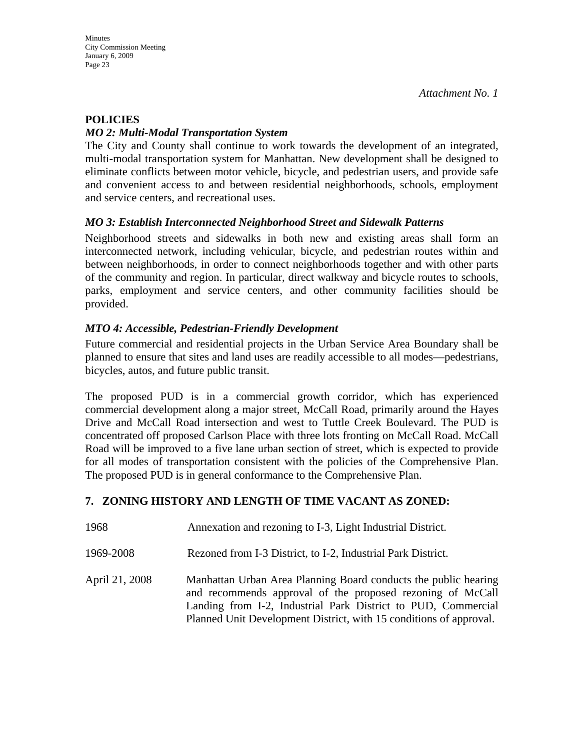*Attachment No. 1*

**POLICIES**

***MO 2: Multi-Modal Transportation System***

The City and County shall continue to work towards the development of an integrated, multi-modal transportation system for Manhattan. New development shall be designed to eliminate conflicts between motor vehicle, bicycle, and pedestrian users, and provide safe and convenient access to and between residential neighborhoods, schools, employment and service centers, and recreational uses.

***MO 3: Establish Interconnected Neighborhood Street and Sidewalk Patterns***

Neighborhood streets and sidewalks in both new and existing areas shall form an interconnected network, including vehicular, bicycle, and pedestrian routes within and between neighborhoods, in order to connect neighborhoods together and with other parts of the community and region. In particular, direct walkway and bicycle routes to schools, parks, employment and service centers, and other community facilities should be provided.

***MTO 4: Accessible, Pedestrian-Friendly Development***

Future commercial and residential projects in the Urban Service Area Boundary shall be planned to ensure that sites and land uses are readily accessible to all modes—pedestrians, bicycles, autos, and future public transit.

The proposed PUD is in a commercial growth corridor, which has experienced commercial development along a major street, McCall Road, primarily around the Hayes Drive and McCall Road intersection and west to Tuttle Creek Boulevard. The PUD is concentrated off proposed Carlson Place with three lots fronting on McCall Road. McCall Road will be improved to a five lane urban section of street, which is expected to provide for all modes of transportation consistent with the policies of the Comprehensive Plan. The proposed PUD is in general conformance to the Comprehensive Plan.

**7. ZONING HISTORY AND LENGTH OF TIME VACANT AS ZONED:**

1968 — Annexation and rezoning to I-3, Light Industrial District.

1969-2008 — Rezoned from I-3 District, to I-2, Industrial Park District.

April 21, 2008 — Manhattan Urban Area Planning Board conducts the public hearing and recommends approval of the proposed rezoning of McCall Landing from I-2, Industrial Park District to PUD, Commercial Planned Unit Development District, with 15 conditions of approval.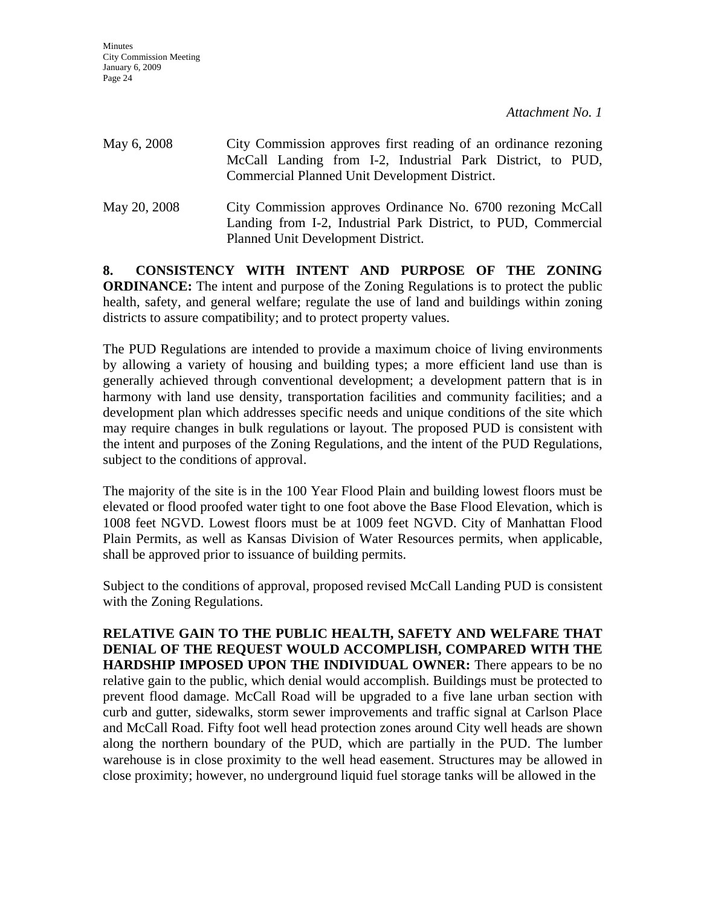*Attachment No. 1*

May 6, 2008 City Commission approves first reading of an ordinance rezoning McCall Landing from I-2, Industrial Park District, to PUD, Commercial Planned Unit Development District.

May 20, 2008 City Commission approves Ordinance No. 6700 rezoning McCall Landing from I-2, Industrial Park District, to PUD, Commercial Planned Unit Development District.

**8. CONSISTENCY WITH INTENT AND PURPOSE OF THE ZONING ORDINANCE:** The intent and purpose of the Zoning Regulations is to protect the public health, safety, and general welfare; regulate the use of land and buildings within zoning districts to assure compatibility; and to protect property values.

The PUD Regulations are intended to provide a maximum choice of living environments by allowing a variety of housing and building types; a more efficient land use than is generally achieved through conventional development; a development pattern that is in harmony with land use density, transportation facilities and community facilities; and a development plan which addresses specific needs and unique conditions of the site which may require changes in bulk regulations or layout. The proposed PUD is consistent with the intent and purposes of the Zoning Regulations, and the intent of the PUD Regulations, subject to the conditions of approval.

The majority of the site is in the 100 Year Flood Plain and building lowest floors must be elevated or flood proofed water tight to one foot above the Base Flood Elevation, which is 1008 feet NGVD. Lowest floors must be at 1009 feet NGVD. City of Manhattan Flood Plain Permits, as well as Kansas Division of Water Resources permits, when applicable, shall be approved prior to issuance of building permits.

Subject to the conditions of approval, proposed revised McCall Landing PUD is consistent with the Zoning Regulations.

**RELATIVE GAIN TO THE PUBLIC HEALTH, SAFETY AND WELFARE THAT DENIAL OF THE REQUEST WOULD ACCOMPLISH, COMPARED WITH THE HARDSHIP IMPOSED UPON THE INDIVIDUAL OWNER:** There appears to be no relative gain to the public, which denial would accomplish. Buildings must be protected to prevent flood damage. McCall Road will be upgraded to a five lane urban section with curb and gutter, sidewalks, storm sewer improvements and traffic signal at Carlson Place and McCall Road. Fifty foot well head protection zones around City well heads are shown along the northern boundary of the PUD, which are partially in the PUD. The lumber warehouse is in close proximity to the well head easement. Structures may be allowed in close proximity; however, no underground liquid fuel storage tanks will be allowed in the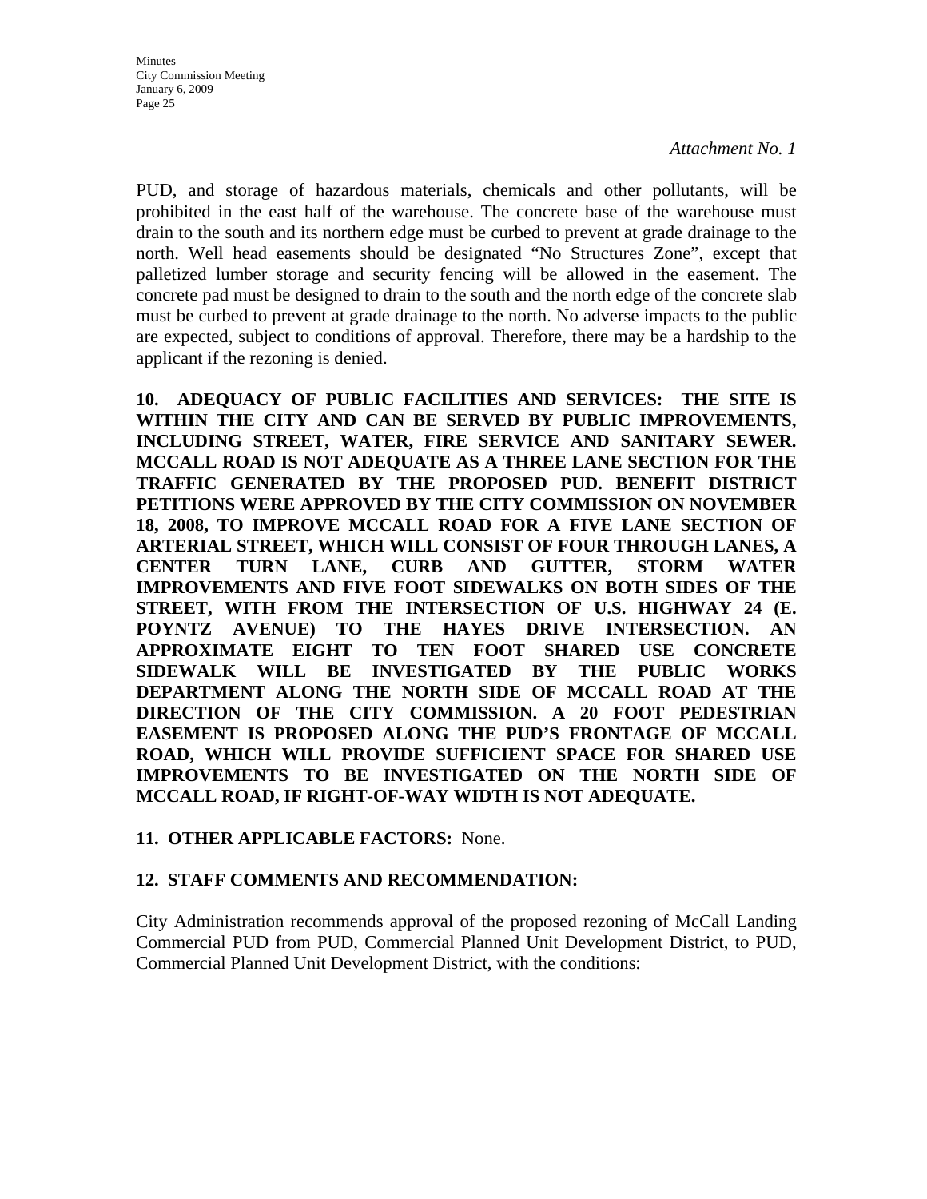*Attachment No. 1*

PUD, and storage of hazardous materials, chemicals and other pollutants, will be prohibited in the east half of the warehouse. The concrete base of the warehouse must drain to the south and its northern edge must be curbed to prevent at grade drainage to the north. Well head easements should be designated "No Structures Zone", except that palletized lumber storage and security fencing will be allowed in the easement. The concrete pad must be designed to drain to the south and the north edge of the concrete slab must be curbed to prevent at grade drainage to the north. No adverse impacts to the public are expected, subject to conditions of approval. Therefore, there may be a hardship to the applicant if the rezoning is denied.

**10. ADEQUACY OF PUBLIC FACILITIES AND SERVICES: THE SITE IS WITHIN THE CITY AND CAN BE SERVED BY PUBLIC IMPROVEMENTS, INCLUDING STREET, WATER, FIRE SERVICE AND SANITARY SEWER. MCCALL ROAD IS NOT ADEQUATE AS A THREE LANE SECTION FOR THE TRAFFIC GENERATED BY THE PROPOSED PUD. BENEFIT DISTRICT PETITIONS WERE APPROVED BY THE CITY COMMISSION ON NOVEMBER 18, 2008, TO IMPROVE MCCALL ROAD FOR A FIVE LANE SECTION OF ARTERIAL STREET, WHICH WILL CONSIST OF FOUR THROUGH LANES, A CENTER TURN LANE, CURB AND GUTTER, STORM WATER IMPROVEMENTS AND FIVE FOOT SIDEWALKS ON BOTH SIDES OF THE STREET, WITH FROM THE INTERSECTION OF U.S. HIGHWAY 24 (E. POYNTZ AVENUE) TO THE HAYES DRIVE INTERSECTION. AN APPROXIMATE EIGHT TO TEN FOOT SHARED USE CONCRETE SIDEWALK WILL BE INVESTIGATED BY THE PUBLIC WORKS DEPARTMENT ALONG THE NORTH SIDE OF MCCALL ROAD AT THE DIRECTION OF THE CITY COMMISSION. A 20 FOOT PEDESTRIAN EASEMENT IS PROPOSED ALONG THE PUD'S FRONTAGE OF MCCALL ROAD, WHICH WILL PROVIDE SUFFICIENT SPACE FOR SHARED USE IMPROVEMENTS TO BE INVESTIGATED ON THE NORTH SIDE OF MCCALL ROAD, IF RIGHT-OF-WAY WIDTH IS NOT ADEQUATE.**

**11. OTHER APPLICABLE FACTORS:** None.

**12. STAFF COMMENTS AND RECOMMENDATION:**

City Administration recommends approval of the proposed rezoning of McCall Landing Commercial PUD from PUD, Commercial Planned Unit Development District, to PUD, Commercial Planned Unit Development District, with the conditions: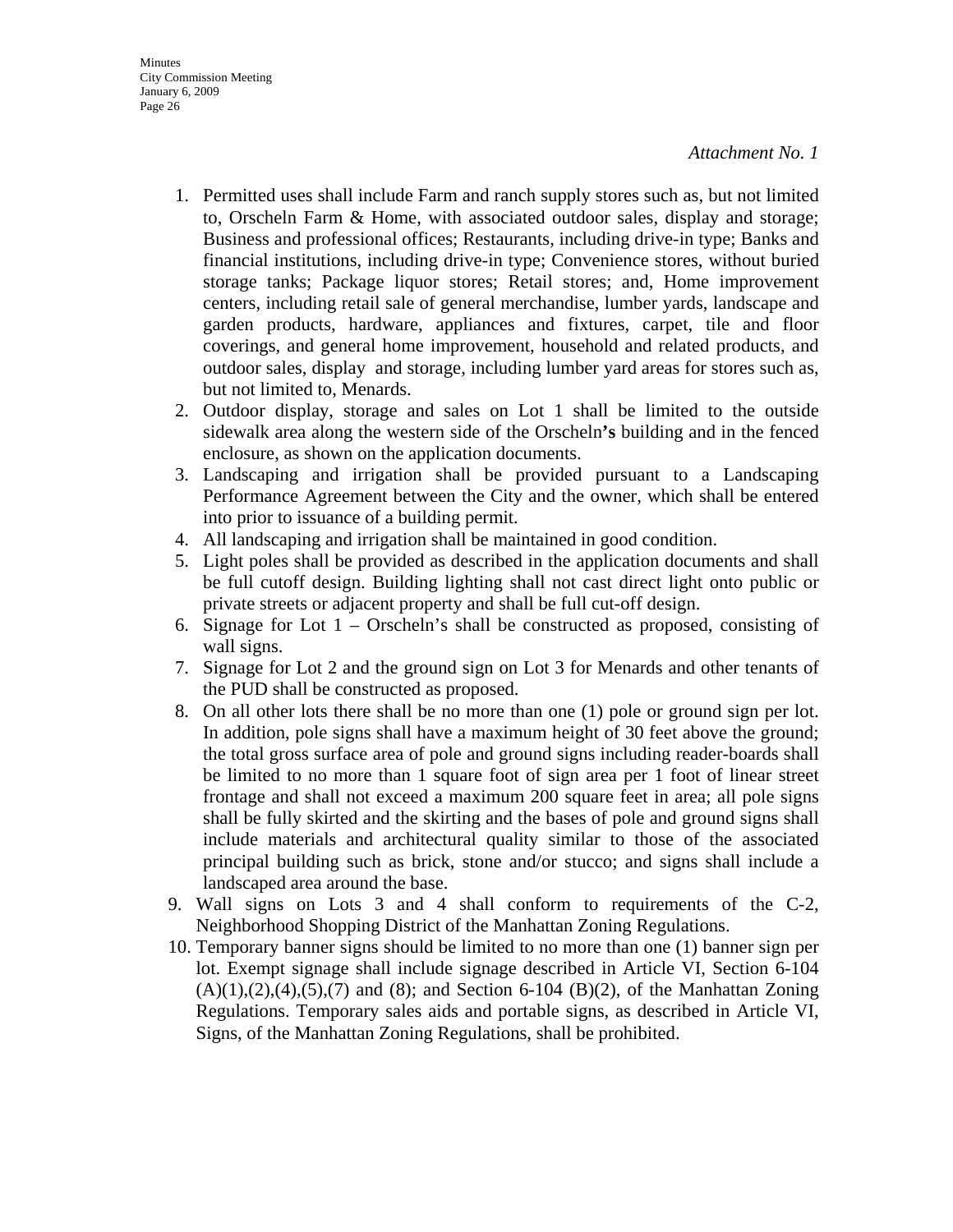*Attachment No. 1*

1. Permitted uses shall include Farm and ranch supply stores such as, but not limited to, Orscheln Farm & Home, with associated outdoor sales, display and storage; Business and professional offices; Restaurants, including drive-in type; Banks and financial institutions, including drive-in type; Convenience stores, without buried storage tanks; Package liquor stores; Retail stores; and, Home improvement centers, including retail sale of general merchandise, lumber yards, landscape and garden products, hardware, appliances and fixtures, carpet, tile and floor coverings, and general home improvement, household and related products, and outdoor sales, display and storage, including lumber yard areas for stores such as, but not limited to, Menards.
2. Outdoor display, storage and sales on Lot 1 shall be limited to the outside sidewalk area along the western side of the Orscheln**'s** building and in the fenced enclosure, as shown on the application documents.
3. Landscaping and irrigation shall be provided pursuant to a Landscaping Performance Agreement between the City and the owner, which shall be entered into prior to issuance of a building permit.
4. All landscaping and irrigation shall be maintained in good condition.
5. Light poles shall be provided as described in the application documents and shall be full cutoff design. Building lighting shall not cast direct light onto public or private streets or adjacent property and shall be full cut-off design.
6. Signage for Lot 1 – Orscheln's shall be constructed as proposed, consisting of wall signs.
7. Signage for Lot 2 and the ground sign on Lot 3 for Menards and other tenants of the PUD shall be constructed as proposed.
8. On all other lots there shall be no more than one (1) pole or ground sign per lot. In addition, pole signs shall have a maximum height of 30 feet above the ground; the total gross surface area of pole and ground signs including reader-boards shall be limited to no more than 1 square foot of sign area per 1 foot of linear street frontage and shall not exceed a maximum 200 square feet in area; all pole signs shall be fully skirted and the skirting and the bases of pole and ground signs shall include materials and architectural quality similar to those of the associated principal building such as brick, stone and/or stucco; and signs shall include a landscaped area around the base.
9. Wall signs on Lots 3 and 4 shall conform to requirements of the C-2, Neighborhood Shopping District of the Manhattan Zoning Regulations.
10. Temporary banner signs should be limited to no more than one (1) banner sign per lot. Exempt signage shall include signage described in Article VI, Section 6-104 (A)(1),(2),(4),(5),(7) and (8); and Section 6-104 (B)(2), of the Manhattan Zoning Regulations. Temporary sales aids and portable signs, as described in Article VI, Signs, of the Manhattan Zoning Regulations, shall be prohibited.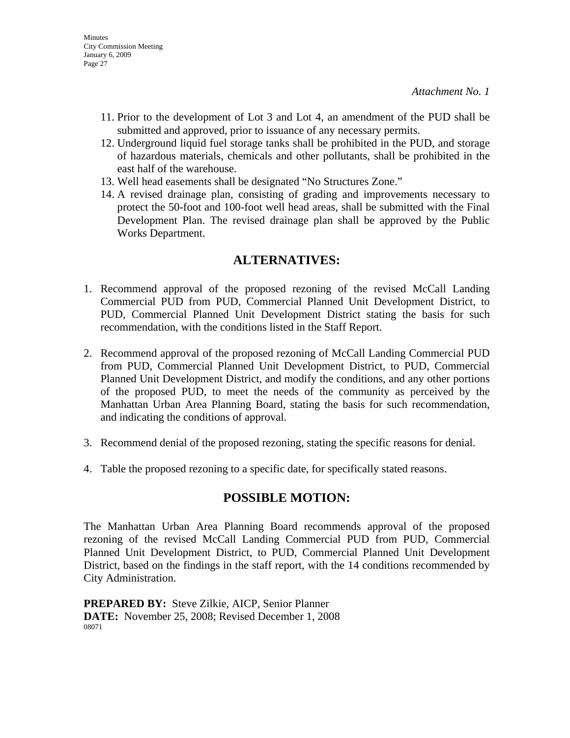*Attachment No. 1*

11. Prior to the development of Lot 3 and Lot 4, an amendment of the PUD shall be submitted and approved, prior to issuance of any necessary permits.
12. Underground liquid fuel storage tanks shall be prohibited in the PUD, and storage of hazardous materials, chemicals and other pollutants, shall be prohibited in the east half of the warehouse.
13. Well head easements shall be designated "No Structures Zone."
14. A revised drainage plan, consisting of grading and improvements necessary to protect the 50-foot and 100-foot well head areas, shall be submitted with the Final Development Plan. The revised drainage plan shall be approved by the Public Works Department.

## ALTERNATIVES:

1. Recommend approval of the proposed rezoning of the revised McCall Landing Commercial PUD from PUD, Commercial Planned Unit Development District, to PUD, Commercial Planned Unit Development District stating the basis for such recommendation, with the conditions listed in the Staff Report.

2. Recommend approval of the proposed rezoning of McCall Landing Commercial PUD from PUD, Commercial Planned Unit Development District, to PUD, Commercial Planned Unit Development District, and modify the conditions, and any other portions of the proposed PUD, to meet the needs of the community as perceived by the Manhattan Urban Area Planning Board, stating the basis for such recommendation, and indicating the conditions of approval.

3. Recommend denial of the proposed rezoning, stating the specific reasons for denial.

4. Table the proposed rezoning to a specific date, for specifically stated reasons.

## POSSIBLE MOTION:

The Manhattan Urban Area Planning Board recommends approval of the proposed rezoning of the revised McCall Landing Commercial PUD from PUD, Commercial Planned Unit Development District, to PUD, Commercial Planned Unit Development District, based on the findings in the staff report, with the 14 conditions recommended by City Administration.

**PREPARED BY:** Steve Zilkie, AICP, Senior Planner
**DATE:** November 25, 2008; Revised December 1, 2008
08071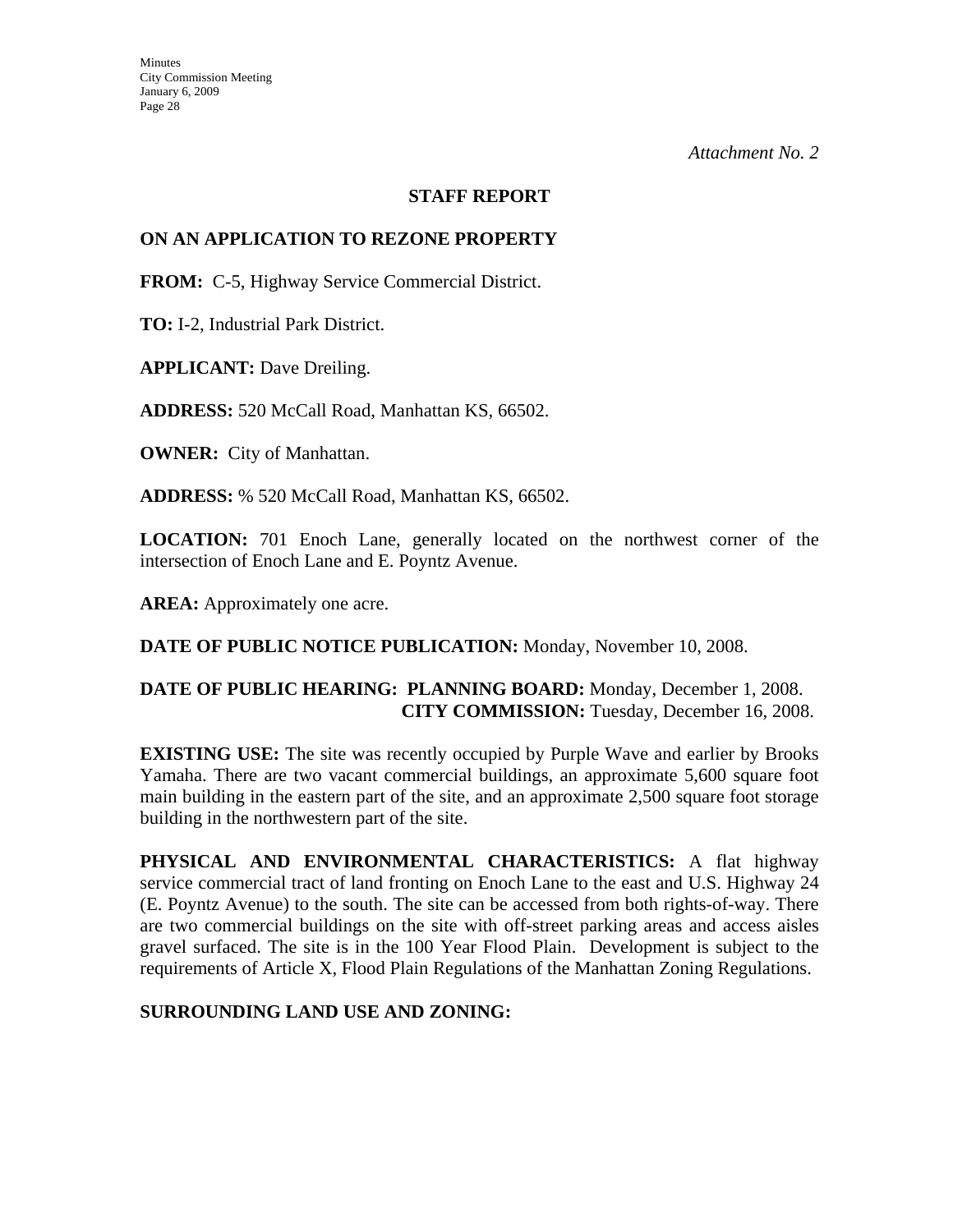*Attachment No. 2*

## STAFF REPORT

## ON AN APPLICATION TO REZONE PROPERTY

**FROM:** C-5, Highway Service Commercial District.

**TO:** I-2, Industrial Park District.

**APPLICANT:** Dave Dreiling.

**ADDRESS:** 520 McCall Road, Manhattan KS, 66502.

**OWNER:** City of Manhattan.

**ADDRESS:** % 520 McCall Road, Manhattan KS, 66502.

**LOCATION:** 701 Enoch Lane, generally located on the northwest corner of the intersection of Enoch Lane and E. Poyntz Avenue.

**AREA:** Approximately one acre.

**DATE OF PUBLIC NOTICE PUBLICATION:** Monday, November 10, 2008.

**DATE OF PUBLIC HEARING: PLANNING BOARD:** Monday, December 1, 2008.
**CITY COMMISSION:** Tuesday, December 16, 2008.

**EXISTING USE:** The site was recently occupied by Purple Wave and earlier by Brooks Yamaha. There are two vacant commercial buildings, an approximate 5,600 square foot main building in the eastern part of the site, and an approximate 2,500 square foot storage building in the northwestern part of the site.

**PHYSICAL AND ENVIRONMENTAL CHARACTERISTICS:** A flat highway service commercial tract of land fronting on Enoch Lane to the east and U.S. Highway 24 (E. Poyntz Avenue) to the south. The site can be accessed from both rights-of-way. There are two commercial buildings on the site with off-street parking areas and access aisles gravel surfaced. The site is in the 100 Year Flood Plain. Development is subject to the requirements of Article X, Flood Plain Regulations of the Manhattan Zoning Regulations.

**SURROUNDING LAND USE AND ZONING:**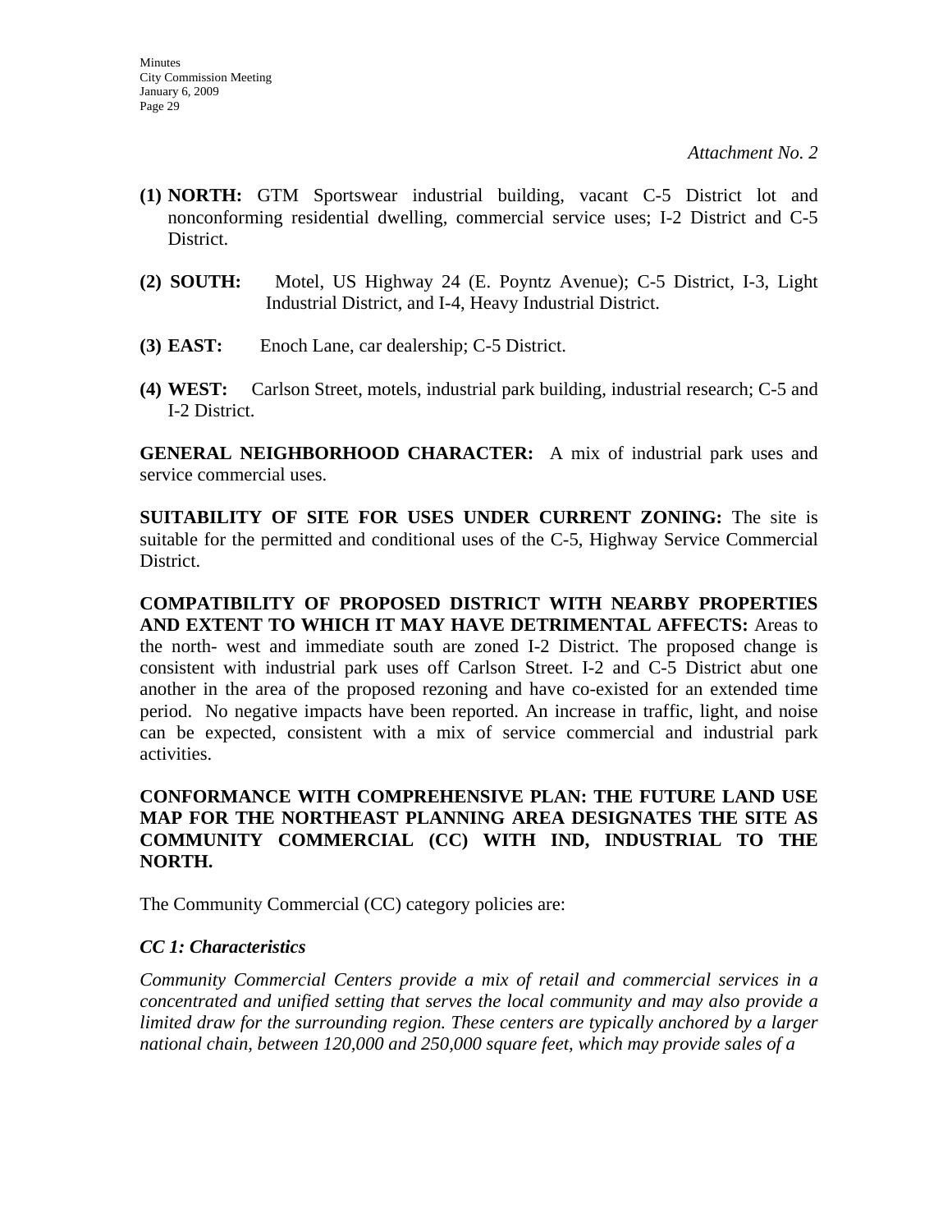*Attachment No. 2*

**(1) NORTH:** GTM Sportswear industrial building, vacant C-5 District lot and nonconforming residential dwelling, commercial service uses; I-2 District and C-5 District.

**(2) SOUTH:** Motel, US Highway 24 (E. Poyntz Avenue); C-5 District, I-3, Light Industrial District, and I-4, Heavy Industrial District.

**(3) EAST:** Enoch Lane, car dealership; C-5 District.

**(4) WEST:** Carlson Street, motels, industrial park building, industrial research; C-5 and I-2 District.

**GENERAL NEIGHBORHOOD CHARACTER:** A mix of industrial park uses and service commercial uses.

**SUITABILITY OF SITE FOR USES UNDER CURRENT ZONING:** The site is suitable for the permitted and conditional uses of the C-5, Highway Service Commercial District.

**COMPATIBILITY OF PROPOSED DISTRICT WITH NEARBY PROPERTIES AND EXTENT TO WHICH IT MAY HAVE DETRIMENTAL AFFECTS:** Areas to the north- west and immediate south are zoned I-2 District. The proposed change is consistent with industrial park uses off Carlson Street. I-2 and C-5 District abut one another in the area of the proposed rezoning and have co-existed for an extended time period. No negative impacts have been reported. An increase in traffic, light, and noise can be expected, consistent with a mix of service commercial and industrial park activities.

**CONFORMANCE WITH COMPREHENSIVE PLAN: THE FUTURE LAND USE MAP FOR THE NORTHEAST PLANNING AREA DESIGNATES THE SITE AS COMMUNITY COMMERCIAL (CC) WITH IND, INDUSTRIAL TO THE NORTH.**

The Community Commercial (CC) category policies are:

***CC 1: Characteristics***

*Community Commercial Centers provide a mix of retail and commercial services in a concentrated and unified setting that serves the local community and may also provide a limited draw for the surrounding region. These centers are typically anchored by a larger national chain, between 120,000 and 250,000 square feet, which may provide sales of a*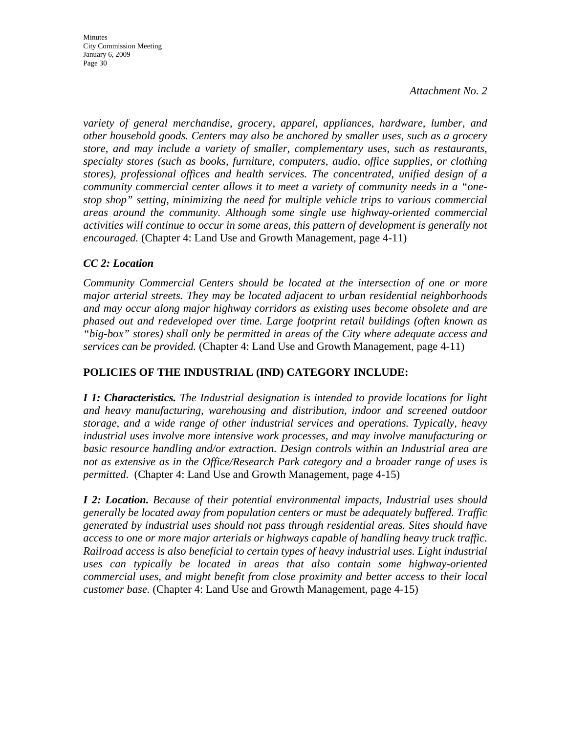*Attachment No. 2*

*variety of general merchandise, grocery, apparel, appliances, hardware, lumber, and other household goods. Centers may also be anchored by smaller uses, such as a grocery store, and may include a variety of smaller, complementary uses, such as restaurants, specialty stores (such as books, furniture, computers, audio, office supplies, or clothing stores), professional offices and health services. The concentrated, unified design of a community commercial center allows it to meet a variety of community needs in a "one-stop shop" setting, minimizing the need for multiple vehicle trips to various commercial areas around the community. Although some single use highway-oriented commercial activities will continue to occur in some areas, this pattern of development is generally not encouraged.* (Chapter 4: Land Use and Growth Management, page 4-11)

***CC 2: Location***

*Community Commercial Centers should be located at the intersection of one or more major arterial streets. They may be located adjacent to urban residential neighborhoods and may occur along major highway corridors as existing uses become obsolete and are phased out and redeveloped over time. Large footprint retail buildings (often known as "big-box" stores) shall only be permitted in areas of the City where adequate access and services can be provided.* (Chapter 4: Land Use and Growth Management, page 4-11)

**POLICIES OF THE INDUSTRIAL (IND) CATEGORY INCLUDE:**

***I 1: Characteristics.*** *The Industrial designation is intended to provide locations for light and heavy manufacturing, warehousing and distribution, indoor and screened outdoor storage, and a wide range of other industrial services and operations. Typically, heavy industrial uses involve more intensive work processes, and may involve manufacturing or basic resource handling and/or extraction. Design controls within an Industrial area are not as extensive as in the Office/Research Park category and a broader range of uses is permitted*. (Chapter 4: Land Use and Growth Management, page 4-15)

***I 2: Location.*** *Because of their potential environmental impacts, Industrial uses should generally be located away from population centers or must be adequately buffered. Traffic generated by industrial uses should not pass through residential areas. Sites should have access to one or more major arterials or highways capable of handling heavy truck traffic. Railroad access is also beneficial to certain types of heavy industrial uses. Light industrial uses can typically be located in areas that also contain some highway-oriented commercial uses, and might benefit from close proximity and better access to their local customer base.* (Chapter 4: Land Use and Growth Management, page 4-15)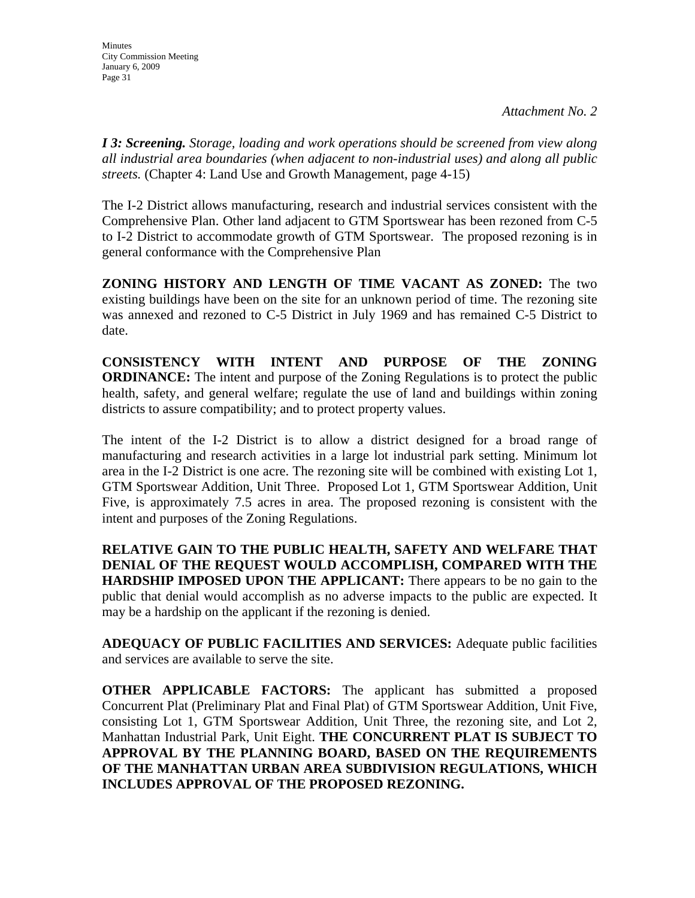*Attachment No. 2*

***I 3: Screening.*** *Storage, loading and work operations should be screened from view along all industrial area boundaries (when adjacent to non-industrial uses) and along all public streets.* (Chapter 4: Land Use and Growth Management, page 4-15)

The I-2 District allows manufacturing, research and industrial services consistent with the Comprehensive Plan. Other land adjacent to GTM Sportswear has been rezoned from C-5 to I-2 District to accommodate growth of GTM Sportswear. The proposed rezoning is in general conformance with the Comprehensive Plan

**ZONING HISTORY AND LENGTH OF TIME VACANT AS ZONED:** The two existing buildings have been on the site for an unknown period of time. The rezoning site was annexed and rezoned to C-5 District in July 1969 and has remained C-5 District to date.

**CONSISTENCY WITH INTENT AND PURPOSE OF THE ZONING ORDINANCE:** The intent and purpose of the Zoning Regulations is to protect the public health, safety, and general welfare; regulate the use of land and buildings within zoning districts to assure compatibility; and to protect property values.

The intent of the I-2 District is to allow a district designed for a broad range of manufacturing and research activities in a large lot industrial park setting. Minimum lot area in the I-2 District is one acre. The rezoning site will be combined with existing Lot 1, GTM Sportswear Addition, Unit Three. Proposed Lot 1, GTM Sportswear Addition, Unit Five, is approximately 7.5 acres in area. The proposed rezoning is consistent with the intent and purposes of the Zoning Regulations.

**RELATIVE GAIN TO THE PUBLIC HEALTH, SAFETY AND WELFARE THAT DENIAL OF THE REQUEST WOULD ACCOMPLISH, COMPARED WITH THE HARDSHIP IMPOSED UPON THE APPLICANT:** There appears to be no gain to the public that denial would accomplish as no adverse impacts to the public are expected. It may be a hardship on the applicant if the rezoning is denied.

**ADEQUACY OF PUBLIC FACILITIES AND SERVICES:** Adequate public facilities and services are available to serve the site.

**OTHER APPLICABLE FACTORS:** The applicant has submitted a proposed Concurrent Plat (Preliminary Plat and Final Plat) of GTM Sportswear Addition, Unit Five, consisting Lot 1, GTM Sportswear Addition, Unit Three, the rezoning site, and Lot 2, Manhattan Industrial Park, Unit Eight. **THE CONCURRENT PLAT IS SUBJECT TO APPROVAL BY THE PLANNING BOARD, BASED ON THE REQUIREMENTS OF THE MANHATTAN URBAN AREA SUBDIVISION REGULATIONS, WHICH INCLUDES APPROVAL OF THE PROPOSED REZONING.**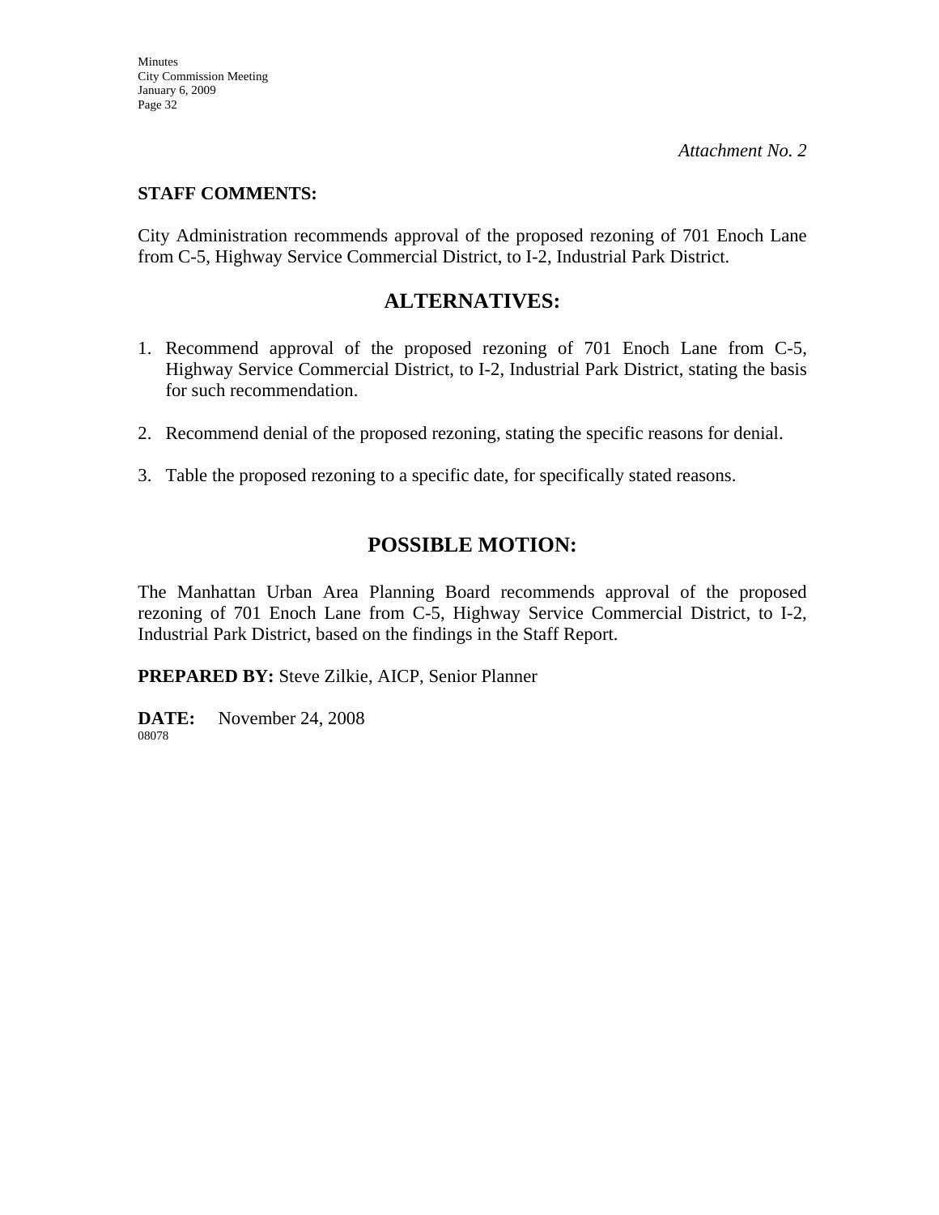*Attachment No. 2*

**STAFF COMMENTS:**

City Administration recommends approval of the proposed rezoning of 701 Enoch Lane from C-5, Highway Service Commercial District, to I-2, Industrial Park District.

## ALTERNATIVES:

1. Recommend approval of the proposed rezoning of 701 Enoch Lane from C-5, Highway Service Commercial District, to I-2, Industrial Park District, stating the basis for such recommendation.

2. Recommend denial of the proposed rezoning, stating the specific reasons for denial.

3. Table the proposed rezoning to a specific date, for specifically stated reasons.

## POSSIBLE MOTION:

The Manhattan Urban Area Planning Board recommends approval of the proposed rezoning of 701 Enoch Lane from C-5, Highway Service Commercial District, to I-2, Industrial Park District, based on the findings in the Staff Report.

**PREPARED BY:** Steve Zilkie, AICP, Senior Planner

**DATE:** November 24, 2008

08078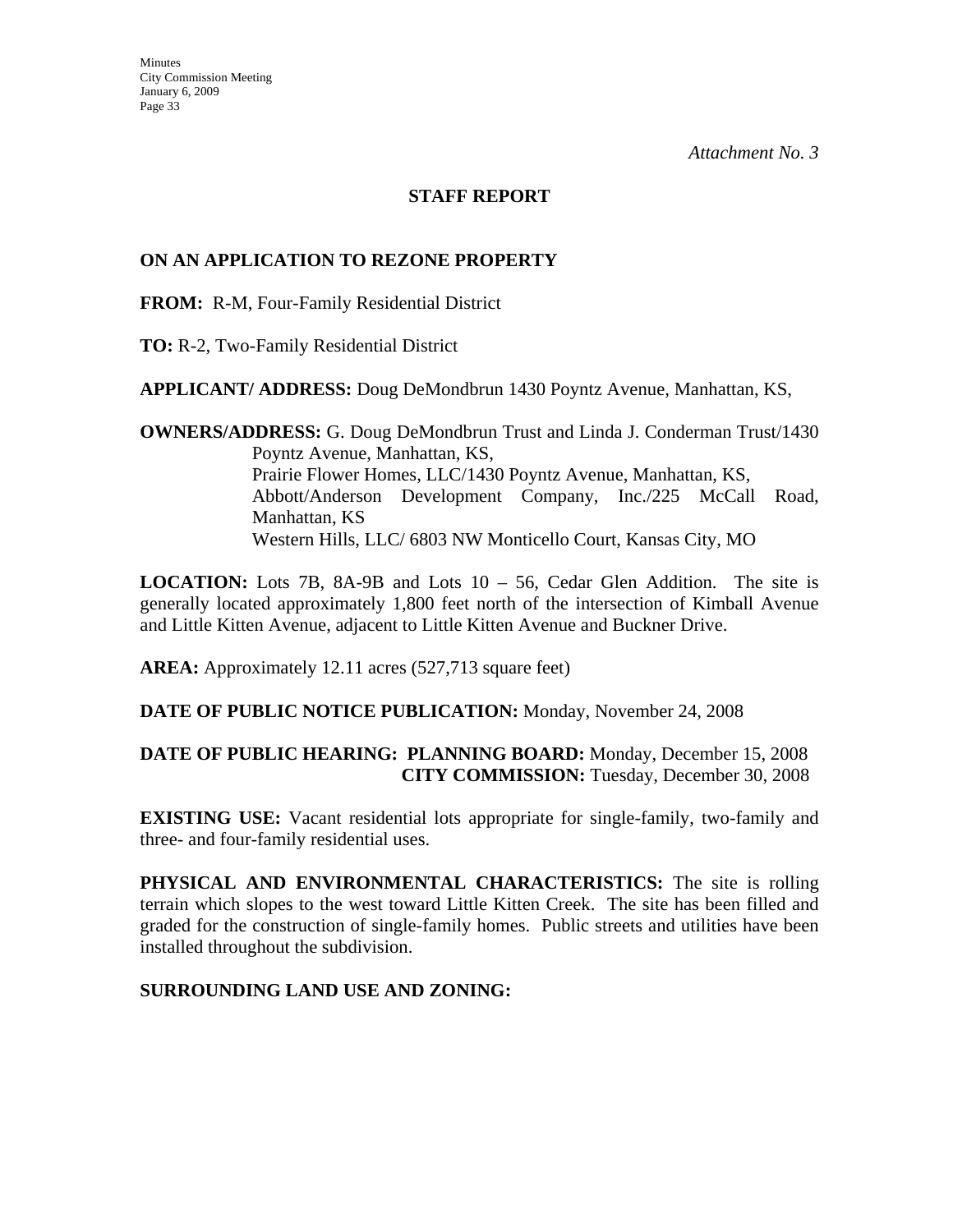*Attachment No. 3*

**STAFF REPORT**

**ON AN APPLICATION TO REZONE PROPERTY**

**FROM:** R-M, Four-Family Residential District

**TO:** R-2, Two-Family Residential District

**APPLICANT/ ADDRESS:** Doug DeMondbrun 1430 Poyntz Avenue, Manhattan, KS,

**OWNERS/ADDRESS:** G. Doug DeMondbrun Trust and Linda J. Conderman Trust/1430 Poyntz Avenue, Manhattan, KS,
Prairie Flower Homes, LLC/1430 Poyntz Avenue, Manhattan, KS,
Abbott/Anderson Development Company, Inc./225 McCall Road, Manhattan, KS
Western Hills, LLC/ 6803 NW Monticello Court, Kansas City, MO

**LOCATION:** Lots 7B, 8A-9B and Lots 10 – 56, Cedar Glen Addition. The site is generally located approximately 1,800 feet north of the intersection of Kimball Avenue and Little Kitten Avenue, adjacent to Little Kitten Avenue and Buckner Drive.

**AREA:** Approximately 12.11 acres (527,713 square feet)

**DATE OF PUBLIC NOTICE PUBLICATION:** Monday, November 24, 2008

**DATE OF PUBLIC HEARING: PLANNING BOARD:** Monday, December 15, 2008
**CITY COMMISSION:** Tuesday, December 30, 2008

**EXISTING USE:** Vacant residential lots appropriate for single-family, two-family and three- and four-family residential uses.

**PHYSICAL AND ENVIRONMENTAL CHARACTERISTICS:** The site is rolling terrain which slopes to the west toward Little Kitten Creek. The site has been filled and graded for the construction of single-family homes. Public streets and utilities have been installed throughout the subdivision.

**SURROUNDING LAND USE AND ZONING:**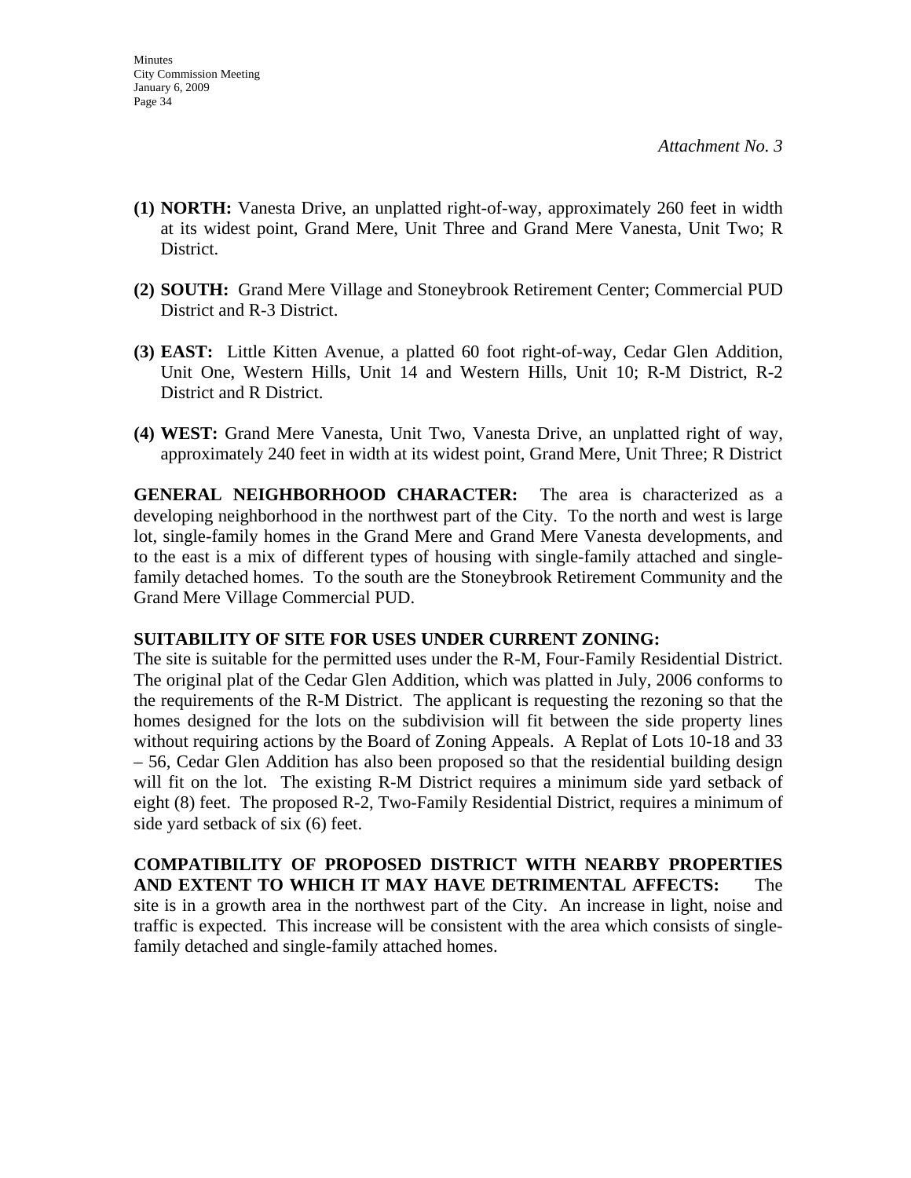*Attachment No. 3*

- **(1) NORTH:** Vanesta Drive, an unplatted right-of-way, approximately 260 feet in width at its widest point, Grand Mere, Unit Three and Grand Mere Vanesta, Unit Two; R District.

- **(2) SOUTH:** Grand Mere Village and Stoneybrook Retirement Center; Commercial PUD District and R-3 District.

- **(3) EAST:** Little Kitten Avenue, a platted 60 foot right-of-way, Cedar Glen Addition, Unit One, Western Hills, Unit 14 and Western Hills, Unit 10; R-M District, R-2 District and R District.

- **(4) WEST:** Grand Mere Vanesta, Unit Two, Vanesta Drive, an unplatted right of way, approximately 240 feet in width at its widest point, Grand Mere, Unit Three; R District

**GENERAL NEIGHBORHOOD CHARACTER:** The area is characterized as a developing neighborhood in the northwest part of the City. To the north and west is large lot, single-family homes in the Grand Mere and Grand Mere Vanesta developments, and to the east is a mix of different types of housing with single-family attached and single-family detached homes. To the south are the Stoneybrook Retirement Community and the Grand Mere Village Commercial PUD.

**SUITABILITY OF SITE FOR USES UNDER CURRENT ZONING:**
The site is suitable for the permitted uses under the R-M, Four-Family Residential District. The original plat of the Cedar Glen Addition, which was platted in July, 2006 conforms to the requirements of the R-M District. The applicant is requesting the rezoning so that the homes designed for the lots on the subdivision will fit between the side property lines without requiring actions by the Board of Zoning Appeals. A Replat of Lots 10-18 and 33 – 56, Cedar Glen Addition has also been proposed so that the residential building design will fit on the lot. The existing R-M District requires a minimum side yard setback of eight (8) feet. The proposed R-2, Two-Family Residential District, requires a minimum of side yard setback of six (6) feet.

**COMPATIBILITY OF PROPOSED DISTRICT WITH NEARBY PROPERTIES AND EXTENT TO WHICH IT MAY HAVE DETRIMENTAL AFFECTS:** The site is in a growth area in the northwest part of the City. An increase in light, noise and traffic is expected. This increase will be consistent with the area which consists of single-family detached and single-family attached homes.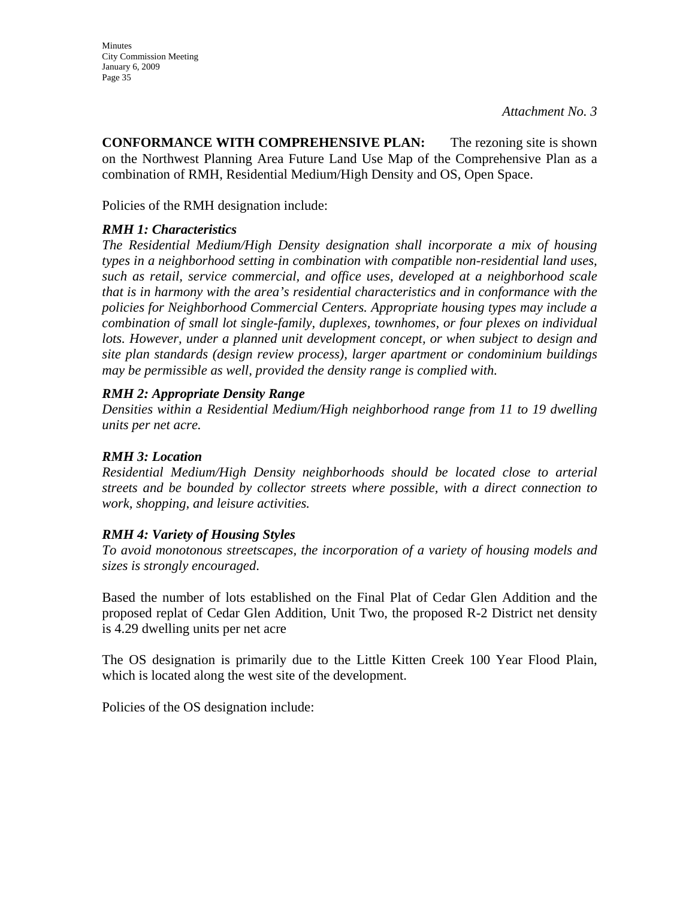*Attachment No. 3*

**CONFORMANCE WITH COMPREHENSIVE PLAN:** The rezoning site is shown on the Northwest Planning Area Future Land Use Map of the Comprehensive Plan as a combination of RMH, Residential Medium/High Density and OS, Open Space.

Policies of the RMH designation include:

***RMH 1: Characteristics***

*The Residential Medium/High Density designation shall incorporate a mix of housing types in a neighborhood setting in combination with compatible non-residential land uses, such as retail, service commercial, and office uses, developed at a neighborhood scale that is in harmony with the area's residential characteristics and in conformance with the policies for Neighborhood Commercial Centers. Appropriate housing types may include a combination of small lot single-family, duplexes, townhomes, or four plexes on individual lots. However, under a planned unit development concept, or when subject to design and site plan standards (design review process), larger apartment or condominium buildings may be permissible as well, provided the density range is complied with.*

***RMH 2: Appropriate Density Range***

*Densities within a Residential Medium/High neighborhood range from 11 to 19 dwelling units per net acre.*

***RMH 3: Location***

*Residential Medium/High Density neighborhoods should be located close to arterial streets and be bounded by collector streets where possible, with a direct connection to work, shopping, and leisure activities.*

***RMH 4: Variety of Housing Styles***

*To avoid monotonous streetscapes, the incorporation of a variety of housing models and sizes is strongly encouraged.*

Based the number of lots established on the Final Plat of Cedar Glen Addition and the proposed replat of Cedar Glen Addition, Unit Two, the proposed R-2 District net density is 4.29 dwelling units per net acre

The OS designation is primarily due to the Little Kitten Creek 100 Year Flood Plain, which is located along the west site of the development.

Policies of the OS designation include: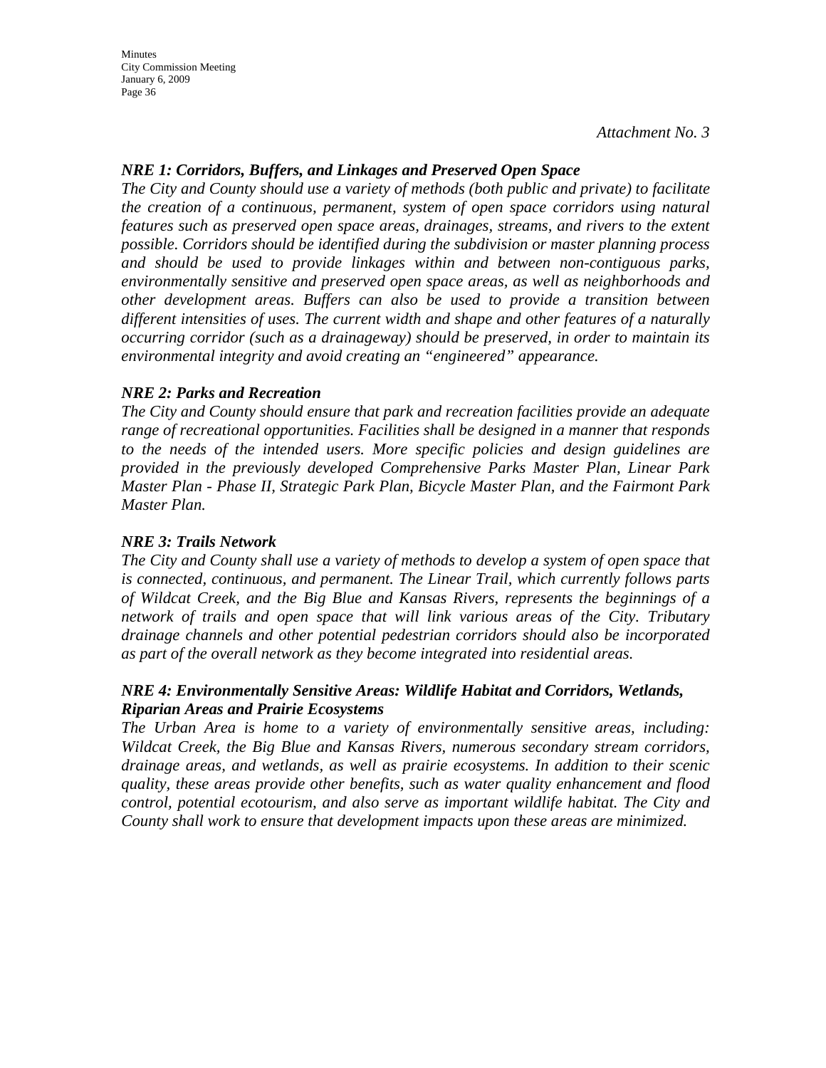*Attachment No. 3*

***NRE 1: Corridors, Buffers, and Linkages and Preserved Open Space***

*The City and County should use a variety of methods (both public and private) to facilitate the creation of a continuous, permanent, system of open space corridors using natural features such as preserved open space areas, drainages, streams, and rivers to the extent possible. Corridors should be identified during the subdivision or master planning process and should be used to provide linkages within and between non-contiguous parks, environmentally sensitive and preserved open space areas, as well as neighborhoods and other development areas. Buffers can also be used to provide a transition between different intensities of uses. The current width and shape and other features of a naturally occurring corridor (such as a drainageway) should be preserved, in order to maintain its environmental integrity and avoid creating an "engineered" appearance.*

***NRE 2: Parks and Recreation***

*The City and County should ensure that park and recreation facilities provide an adequate range of recreational opportunities. Facilities shall be designed in a manner that responds to the needs of the intended users. More specific policies and design guidelines are provided in the previously developed Comprehensive Parks Master Plan, Linear Park Master Plan - Phase II, Strategic Park Plan, Bicycle Master Plan, and the Fairmont Park Master Plan.*

***NRE 3: Trails Network***

*The City and County shall use a variety of methods to develop a system of open space that is connected, continuous, and permanent. The Linear Trail, which currently follows parts of Wildcat Creek, and the Big Blue and Kansas Rivers, represents the beginnings of a network of trails and open space that will link various areas of the City. Tributary drainage channels and other potential pedestrian corridors should also be incorporated as part of the overall network as they become integrated into residential areas.*

***NRE 4: Environmentally Sensitive Areas: Wildlife Habitat and Corridors, Wetlands, Riparian Areas and Prairie Ecosystems***

*The Urban Area is home to a variety of environmentally sensitive areas, including: Wildcat Creek, the Big Blue and Kansas Rivers, numerous secondary stream corridors, drainage areas, and wetlands, as well as prairie ecosystems. In addition to their scenic quality, these areas provide other benefits, such as water quality enhancement and flood control, potential ecotourism, and also serve as important wildlife habitat. The City and County shall work to ensure that development impacts upon these areas are minimized.*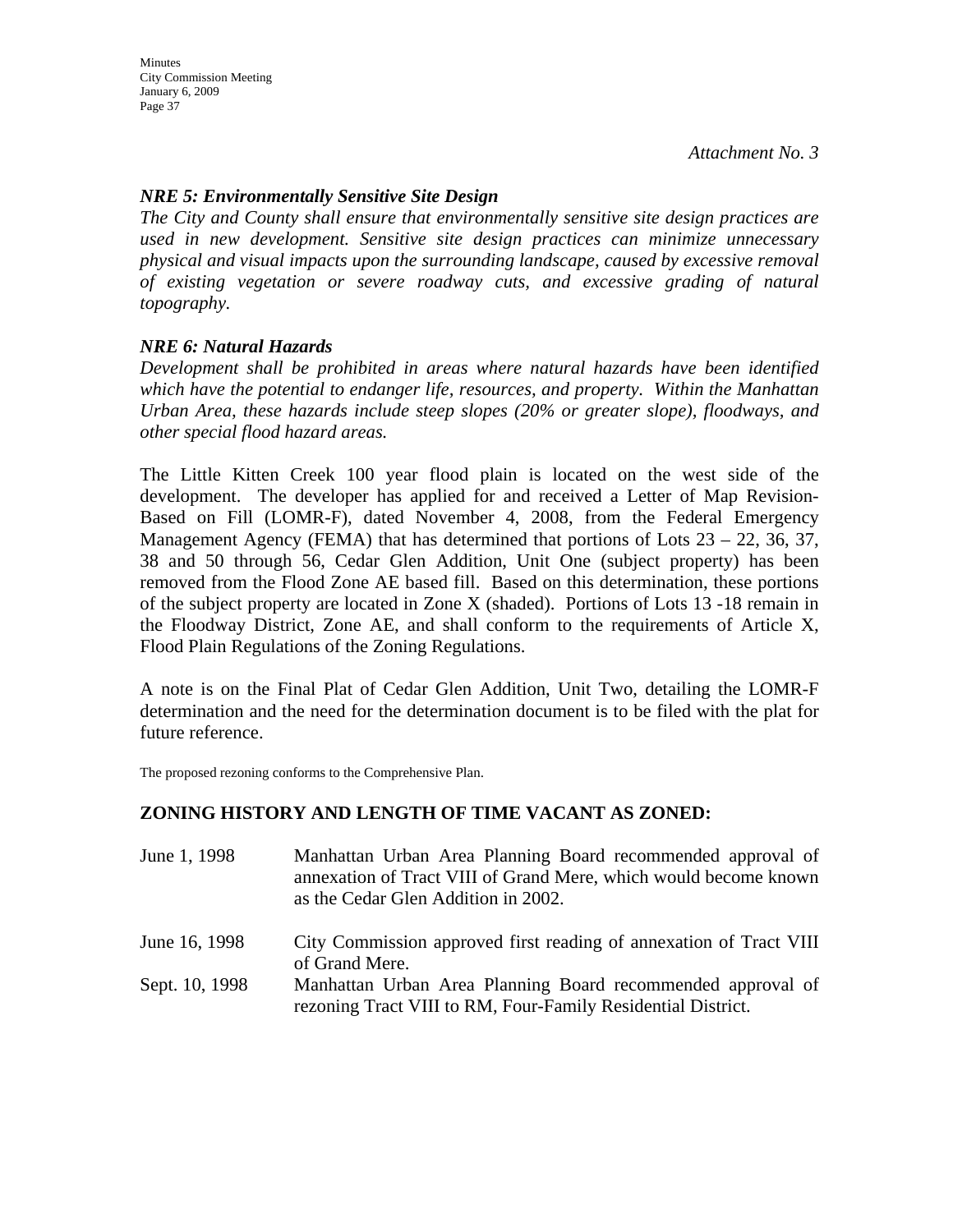*Attachment No. 3*

***NRE 5: Environmentally Sensitive Site Design***

*The City and County shall ensure that environmentally sensitive site design practices are used in new development. Sensitive site design practices can minimize unnecessary physical and visual impacts upon the surrounding landscape, caused by excessive removal of existing vegetation or severe roadway cuts, and excessive grading of natural topography.*

***NRE 6: Natural Hazards***

*Development shall be prohibited in areas where natural hazards have been identified which have the potential to endanger life, resources, and property. Within the Manhattan Urban Area, these hazards include steep slopes (20% or greater slope), floodways, and other special flood hazard areas.*

The Little Kitten Creek 100 year flood plain is located on the west side of the development. The developer has applied for and received a Letter of Map Revision-Based on Fill (LOMR-F), dated November 4, 2008, from the Federal Emergency Management Agency (FEMA) that has determined that portions of Lots 23 – 22, 36, 37, 38 and 50 through 56, Cedar Glen Addition, Unit One (subject property) has been removed from the Flood Zone AE based fill. Based on this determination, these portions of the subject property are located in Zone X (shaded). Portions of Lots 13 -18 remain in the Floodway District, Zone AE, and shall conform to the requirements of Article X, Flood Plain Regulations of the Zoning Regulations.

A note is on the Final Plat of Cedar Glen Addition, Unit Two, detailing the LOMR-F determination and the need for the determination document is to be filed with the plat for future reference.

The proposed rezoning conforms to the Comprehensive Plan.

## ZONING HISTORY AND LENGTH OF TIME VACANT AS ZONED:

| | |
|---|---|
| June 1, 1998 | Manhattan Urban Area Planning Board recommended approval of annexation of Tract VIII of Grand Mere, which would become known as the Cedar Glen Addition in 2002. |
| June 16, 1998 | City Commission approved first reading of annexation of Tract VIII of Grand Mere. |
| Sept. 10, 1998 | Manhattan Urban Area Planning Board recommended approval of rezoning Tract VIII to RM, Four-Family Residential District. |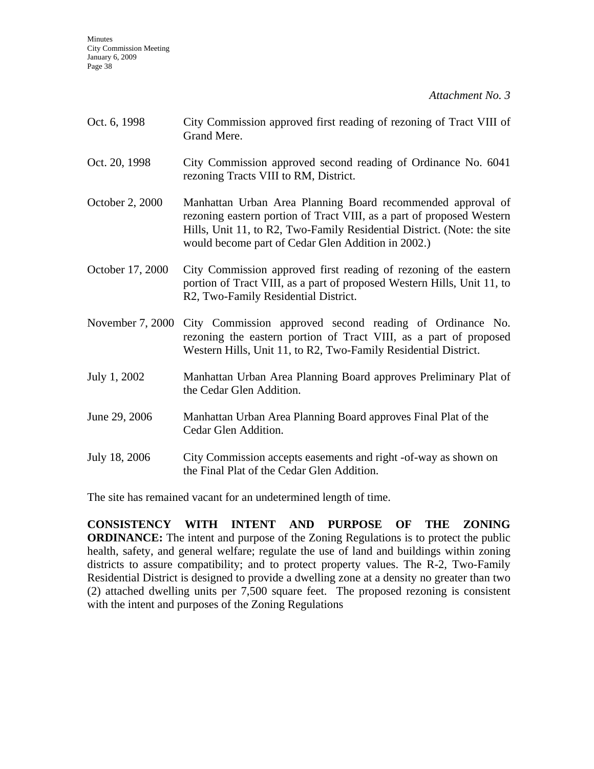*Attachment No. 3*

| | |
|---|---|
| Oct. 6, 1998 | City Commission approved first reading of rezoning of Tract VIII of Grand Mere. |
| Oct. 20, 1998 | City Commission approved second reading of Ordinance No. 6041 rezoning Tracts VIII to RM, District. |
| October 2, 2000 | Manhattan Urban Area Planning Board recommended approval of rezoning eastern portion of Tract VIII, as a part of proposed Western Hills, Unit 11, to R2, Two-Family Residential District. (Note: the site would become part of Cedar Glen Addition in 2002.) |
| October 17, 2000 | City Commission approved first reading of rezoning of the eastern portion of Tract VIII, as a part of proposed Western Hills, Unit 11, to R2, Two-Family Residential District. |
| November 7, 2000 | City Commission approved second reading of Ordinance No. rezoning the eastern portion of Tract VIII, as a part of proposed Western Hills, Unit 11, to R2, Two-Family Residential District. |
| July 1, 2002 | Manhattan Urban Area Planning Board approves Preliminary Plat of the Cedar Glen Addition. |
| June 29, 2006 | Manhattan Urban Area Planning Board approves Final Plat of the Cedar Glen Addition. |
| July 18, 2006 | City Commission accepts easements and right -of-way as shown on the Final Plat of the Cedar Glen Addition. |

The site has remained vacant for an undetermined length of time.

**CONSISTENCY WITH INTENT AND PURPOSE OF THE ZONING ORDINANCE:** The intent and purpose of the Zoning Regulations is to protect the public health, safety, and general welfare; regulate the use of land and buildings within zoning districts to assure compatibility; and to protect property values. The R-2, Two-Family Residential District is designed to provide a dwelling zone at a density no greater than two (2) attached dwelling units per 7,500 square feet. The proposed rezoning is consistent with the intent and purposes of the Zoning Regulations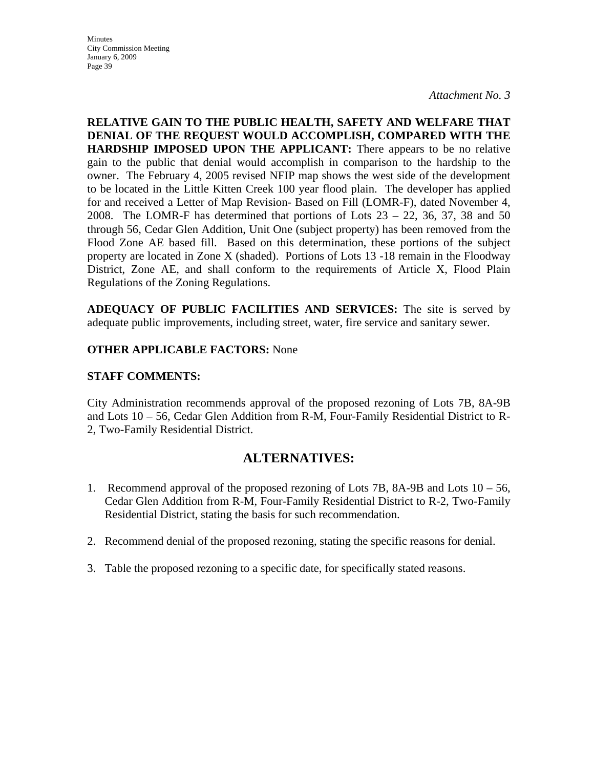*Attachment No. 3*

**RELATIVE GAIN TO THE PUBLIC HEALTH, SAFETY AND WELFARE THAT DENIAL OF THE REQUEST WOULD ACCOMPLISH, COMPARED WITH THE HARDSHIP IMPOSED UPON THE APPLICANT:** There appears to be no relative gain to the public that denial would accomplish in comparison to the hardship to the owner. The February 4, 2005 revised NFIP map shows the west side of the development to be located in the Little Kitten Creek 100 year flood plain. The developer has applied for and received a Letter of Map Revision- Based on Fill (LOMR-F), dated November 4, 2008. The LOMR-F has determined that portions of Lots 23 – 22, 36, 37, 38 and 50 through 56, Cedar Glen Addition, Unit One (subject property) has been removed from the Flood Zone AE based fill. Based on this determination, these portions of the subject property are located in Zone X (shaded). Portions of Lots 13 -18 remain in the Floodway District, Zone AE, and shall conform to the requirements of Article X, Flood Plain Regulations of the Zoning Regulations.

**ADEQUACY OF PUBLIC FACILITIES AND SERVICES:** The site is served by adequate public improvements, including street, water, fire service and sanitary sewer.

**OTHER APPLICABLE FACTORS:** None

**STAFF COMMENTS:**

City Administration recommends approval of the proposed rezoning of Lots 7B, 8A-9B and Lots 10 – 56, Cedar Glen Addition from R-M, Four-Family Residential District to R-2, Two-Family Residential District.

## ALTERNATIVES:

1. Recommend approval of the proposed rezoning of Lots 7B, 8A-9B and Lots 10 – 56, Cedar Glen Addition from R-M, Four-Family Residential District to R-2, Two-Family Residential District, stating the basis for such recommendation.

2. Recommend denial of the proposed rezoning, stating the specific reasons for denial.

3. Table the proposed rezoning to a specific date, for specifically stated reasons.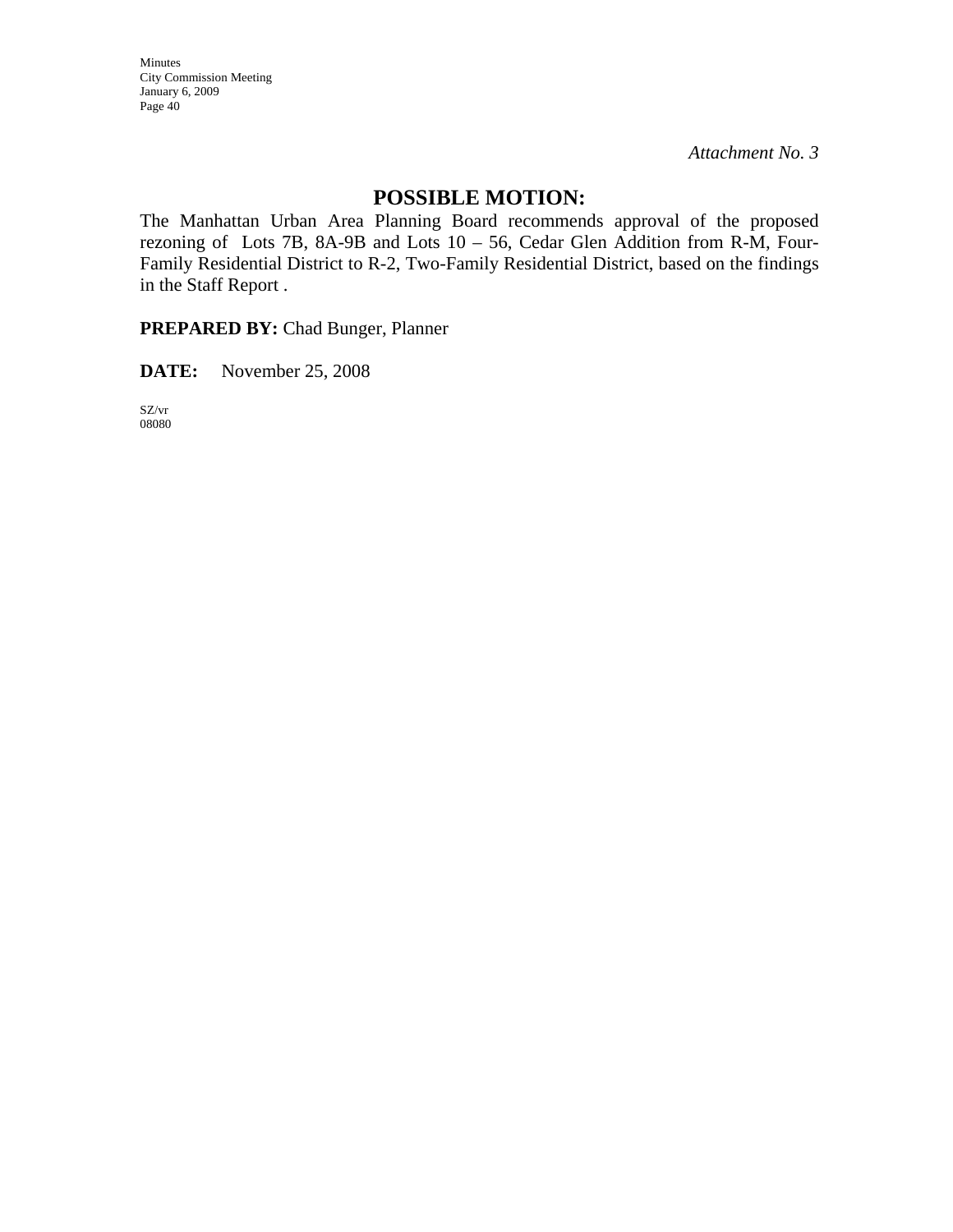*Attachment No. 3*

## POSSIBLE MOTION:

The Manhattan Urban Area Planning Board recommends approval of the proposed rezoning of Lots 7B, 8A-9B and Lots 10 – 56, Cedar Glen Addition from R-M, Four-Family Residential District to R-2, Two-Family Residential District, based on the findings in the Staff Report .

**PREPARED BY:** Chad Bunger, Planner

**DATE:** November 25, 2008

SZ/vr
08080